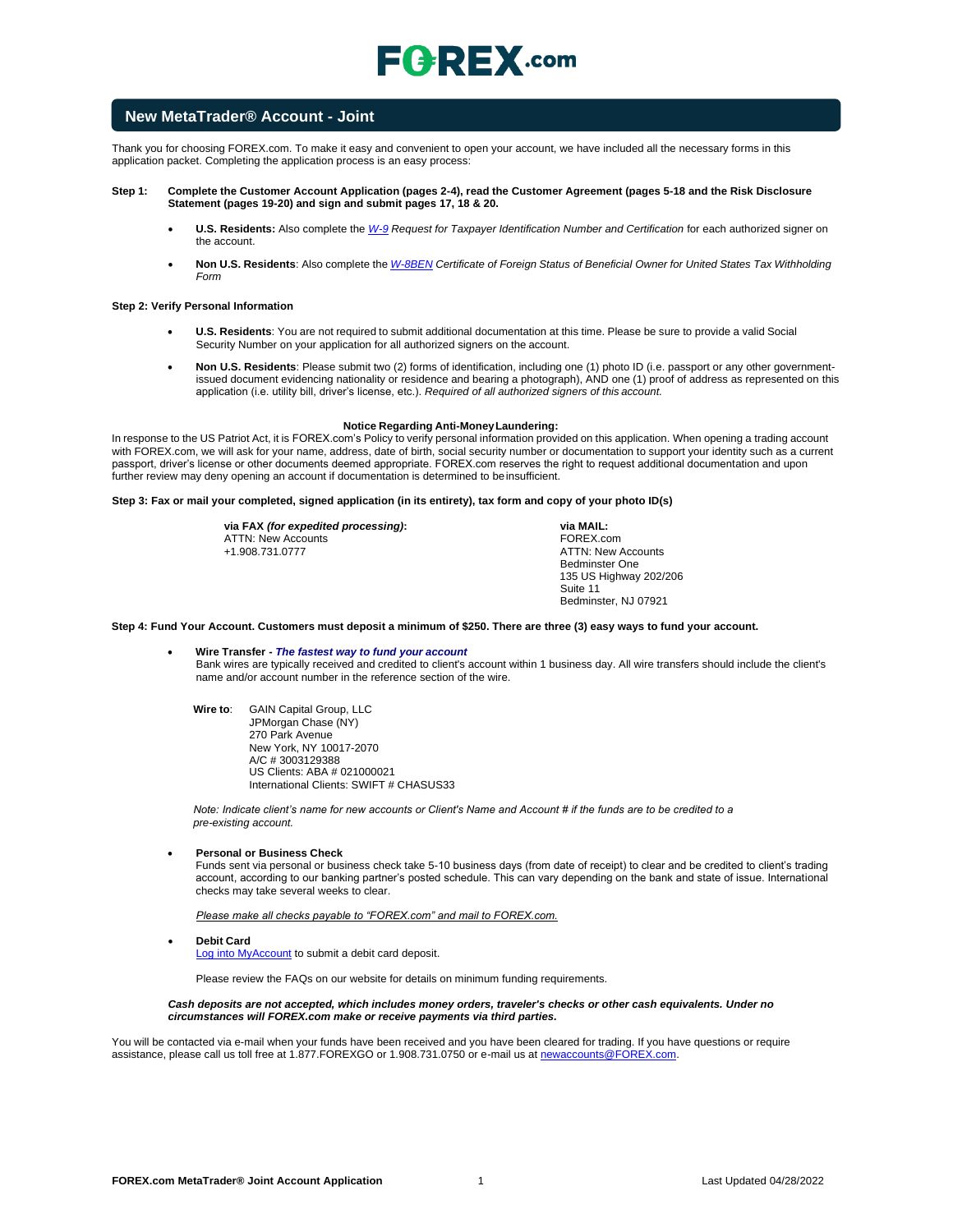FOREX.com

# New MetaTrader® Account - Joint

Thank you for choosing FOREX.com. To make it easy and convenient to open your account, we have included all the necessary forms in this application packet. Completing the application process is an easy process:

**Step 1: Complete the Customer Account Application (pages 2-4), read the Customer Agreement (pages 5-18 and the Risk Disclosure Statement (pages 19-20) and sign and submit pages 17, 18 & 20.**

- **U.S. Residents:** Also complete the *W-9 Request for Taxpayer Identification Number and Certification* for each authorized signer on the account.
- **Non U.S. Residents**: Also complete the *W-8BEN Certificate of Foreign Status of Beneficial Owner for United States Tax Withholding Form*

**Step 2: Verify Personal Information**

- **U.S. Residents**: You are not required to submit additional documentation at this time. Please be sure to provide a valid Social Security Number on your application for all authorized signers on the account.
- **Non U.S. Residents**: Please submit two (2) forms of identification, including one (1) photo ID (i.e. passport or any other government-issued document evidencing nationality or residence and bearing a photograph), AND one (1) proof of address as represented on this application (i.e. utility bill, driver's license, etc.). *Required of all authorized signers of this account.*

**Notice Regarding Anti-Money Laundering:**

In response to the US Patriot Act, it is FOREX.com's Policy to verify personal information provided on this application. When opening a trading account with FOREX.com, we will ask for your name, address, date of birth, social security number or documentation to support your identity such as a current passport, driver's license or other documents deemed appropriate. FOREX.com reserves the right to request additional documentation and upon further review may deny opening an account if documentation is determined to be insufficient.

**Step 3: Fax or mail your completed, signed application (in its entirety), tax form and copy of your photo ID(s)**

**via FAX *(for expedited processing)*:**
ATTN: New Accounts
+1.908.731.0777

**via MAIL:**
FOREX.com
ATTN: New Accounts
Bedminster One
135 US Highway 202/206
Suite 11
Bedminster, NJ 07921

**Step 4: Fund Your Account. Customers must deposit a minimum of $250. There are three (3) easy ways to fund your account.**

- **Wire Transfer - *The fastest way to fund your account***
  Bank wires are typically received and credited to client's account within 1 business day. All wire transfers should include the client's name and/or account number in the reference section of the wire.

  **Wire to**: GAIN Capital Group, LLC
  JPMorgan Chase (NY)
  270 Park Avenue
  New York, NY 10017-2070
  A/C # 3003129388
  US Clients: ABA # 021000021
  International Clients: SWIFT # CHASUS33

  *Note: Indicate client's name for new accounts or Client's Name and Account # if the funds are to be credited to a pre-existing account.*

- **Personal or Business Check**
  Funds sent via personal or business check take 5-10 business days (from date of receipt) to clear and be credited to client's trading account, according to our banking partner's posted schedule. This can vary depending on the bank and state of issue. International checks may take several weeks to clear.

  *Please make all checks payable to "FOREX.com" and mail to FOREX.com.*

- **Debit Card**
  Log into MyAccount to submit a debit card deposit.

  Please review the FAQs on our website for details on minimum funding requirements.

***Cash deposits are not accepted, which includes money orders, traveler's checks or other cash equivalents. Under no circumstances will FOREX.com make or receive payments via third parties.***

You will be contacted via e-mail when your funds have been received and you have been cleared for trading. If you have questions or require assistance, please call us toll free at 1.877.FOREXGO or 1.908.731.0750 or e-mail us at newaccounts@FOREX.com.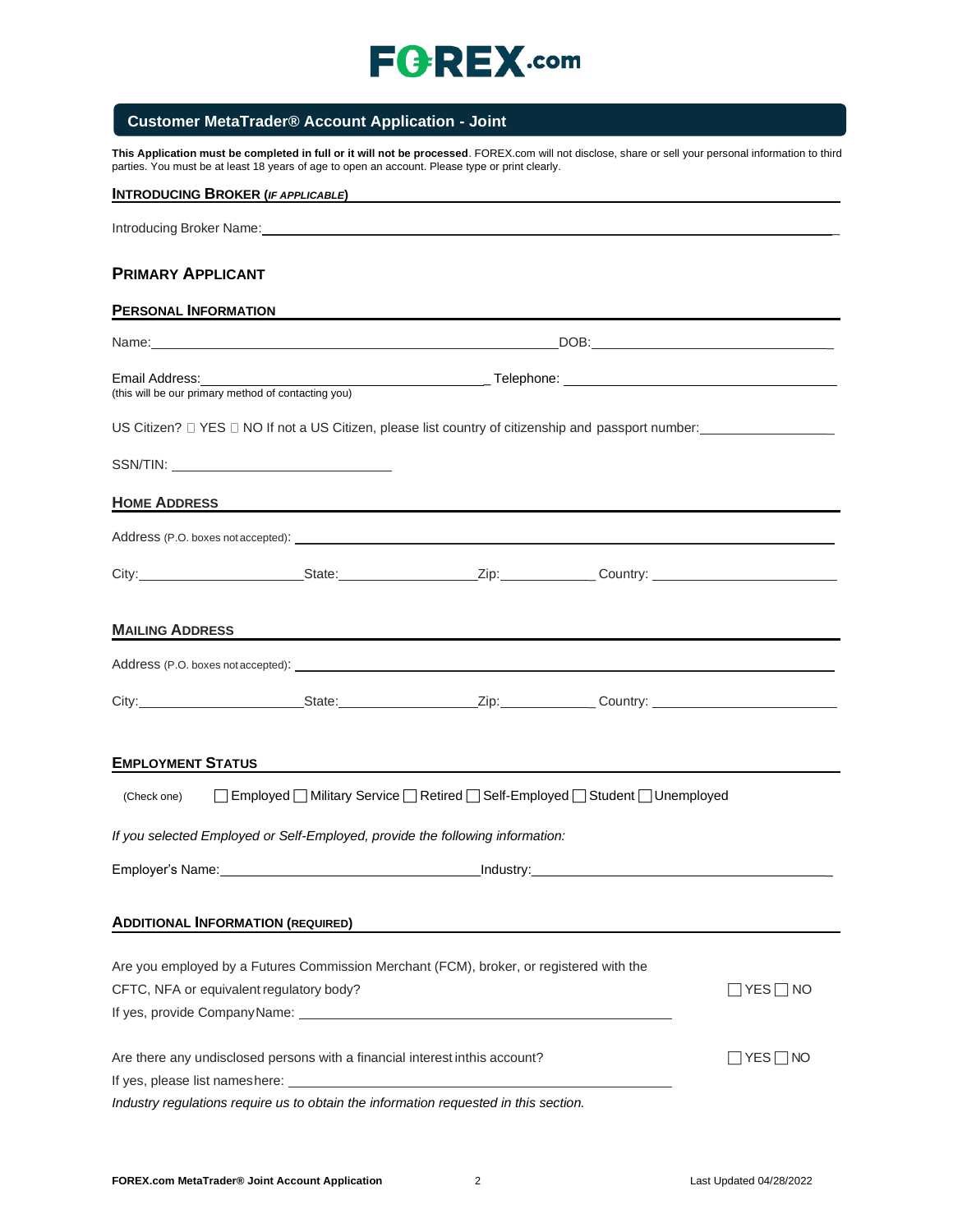# FOREX.com

## Customer MetaTrader® Account Application - Joint

**This Application must be completed in full or it will not be processed**. FOREX.com will not disclose, share or sell your personal information to third parties. You must be at least 18 years of age to open an account. Please type or print clearly.

### INTRODUCING BROKER (*IF APPLICABLE*)

Introducing Broker Name: ______________________________

## PRIMARY APPLICANT

### PERSONAL INFORMATION

Name: ______________________________ DOB: ______________________________

Email Address: ______________________________ Telephone: ______________________________
(this will be our primary method of contacting you)

US Citizen? ☐ YES ☐ NO If not a US Citizen, please list country of citizenship and passport number: ______________

SSN/TIN: ______________________________

### HOME ADDRESS

Address (P.O. boxes not accepted): ______________________________

City: ______________ State: ______________ Zip: ______________ Country: ______________

### MAILING ADDRESS

Address (P.O. boxes not accepted): ______________________________

City: ______________ State: ______________ Zip: ______________ Country: ______________

### EMPLOYMENT STATUS

(Check one) ☐ Employed ☐ Military Service ☐ Retired ☐ Self-Employed ☐ Student ☐ Unemployed

*If you selected Employed or Self-Employed, provide the following information:*

Employer's Name: ______________________________ Industry: ______________________________

### ADDITIONAL INFORMATION (REQUIRED)

Are you employed by a Futures Commission Merchant (FCM), broker, or registered with the CFTC, NFA or equivalent regulatory body? ☐ YES ☐ NO
If yes, provide Company Name: ______________________________

Are there any undisclosed persons with a financial interest in this account? ☐ YES ☐ NO
If yes, please list names here: ______________________________

*Industry regulations require us to obtain the information requested in this section.*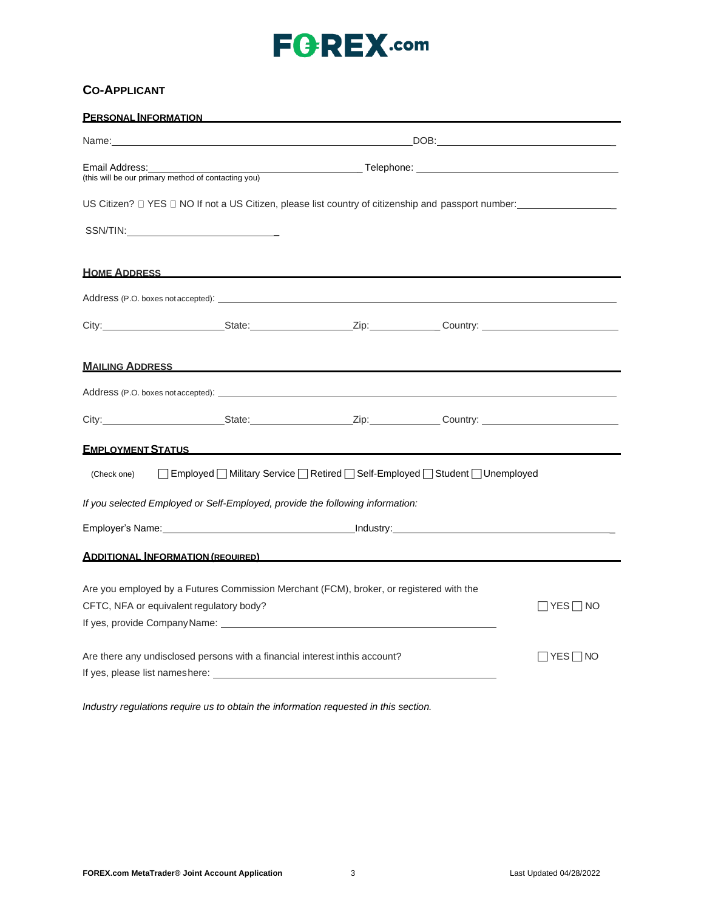# FOREX.com

## CO-APPLICANT

### PERSONAL INFORMATION

Name:________________________________________ DOB:________________________

Email Address:______________________________ Telephone: ________________________
(this will be our primary method of contacting you)

US Citizen? ☐ YES ☐ NO If not a US Citizen, please list country of citizenship and passport number:______________

SSN/TIN:______________________

### HOME ADDRESS

Address (P.O. boxes not accepted): ________________________________________________

City:________________ State:______________ Zip:__________ Country: ________________

### MAILING ADDRESS

Address (P.O. boxes not accepted): ________________________________________________

City:________________ State:______________ Zip:__________ Country: ________________

### EMPLOYMENT STATUS

(Check one) ☐ Employed ☐ Military Service ☐ Retired ☐ Self-Employed ☐ Student ☐ Unemployed

*If you selected Employed or Self-Employed, provide the following information:*

Employer's Name:__________________________ Industry:______________________________

### ADDITIONAL INFORMATION (REQUIRED)

Are you employed by a Futures Commission Merchant (FCM), broker, or registered with the CFTC, NFA or equivalent regulatory body? ☐ YES ☐ NO

If yes, provide Company Name: ________________________________________

Are there any undisclosed persons with a financial interest in this account? ☐ YES ☐ NO

If yes, please list names here: ________________________________________

*Industry regulations require us to obtain the information requested in this section.*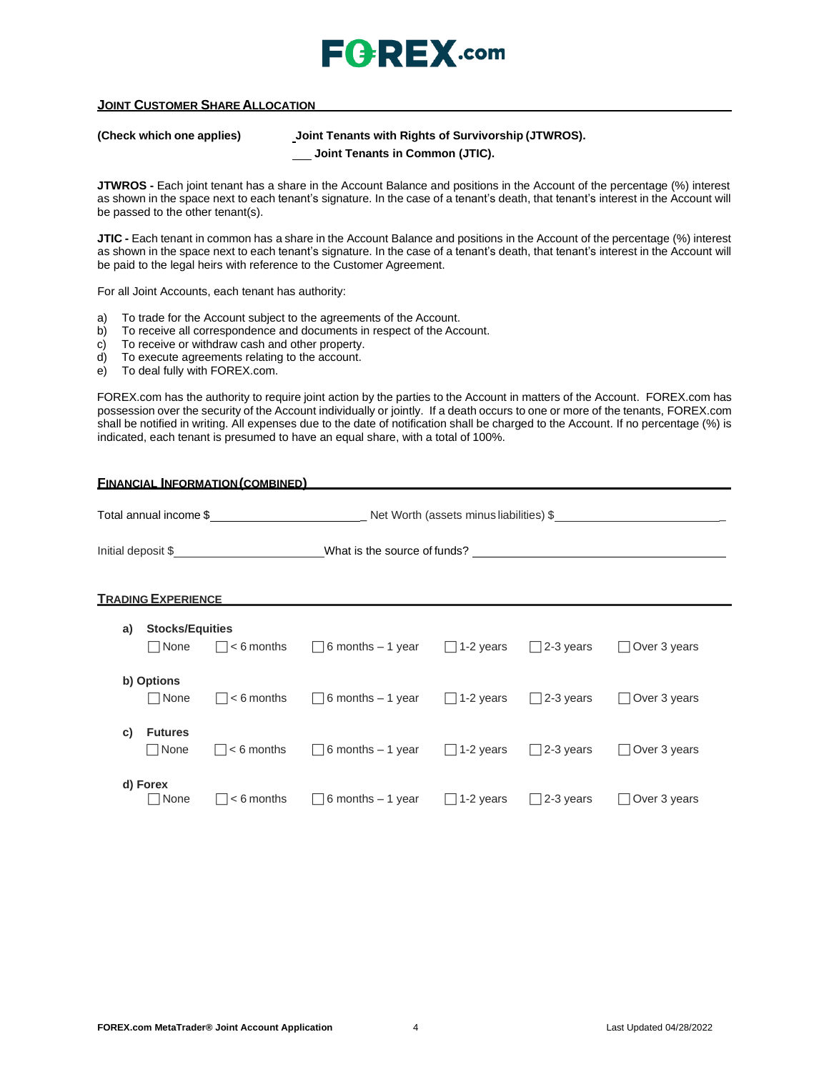## JOINT CUSTOMER SHARE ALLOCATION

**(Check which one applies)** _ **Joint Tenants with Rights of Survivorship (JTWROS).**

___ **Joint Tenants in Common (JTIC).**

**JTWROS -** Each joint tenant has a share in the Account Balance and positions in the Account of the percentage (%) interest as shown in the space next to each tenant's signature. In the case of a tenant's death, that tenant's interest in the Account will be passed to the other tenant(s).

**JTIC -** Each tenant in common has a share in the Account Balance and positions in the Account of the percentage (%) interest as shown in the space next to each tenant's signature. In the case of a tenant's death, that tenant's interest in the Account will be paid to the legal heirs with reference to the Customer Agreement.

For all Joint Accounts, each tenant has authority:

a) To trade for the Account subject to the agreements of the Account.
b) To receive all correspondence and documents in respect of the Account.
c) To receive or withdraw cash and other property.
d) To execute agreements relating to the account.
e) To deal fully with FOREX.com.

FOREX.com has the authority to require joint action by the parties to the Account in matters of the Account. FOREX.com has possession over the security of the Account individually or jointly. If a death occurs to one or more of the tenants, FOREX.com shall be notified in writing. All expenses due to the date of notification shall be charged to the Account. If no percentage (%) is indicated, each tenant is presumed to have an equal share, with a total of 100%.

## FINANCIAL INFORMATION (COMBINED)

Total annual income $________________________ Net Worth (assets minus liabilities) $________________________

Initial deposit $________________________ What is the source of funds? ________________________

## TRADING EXPERIENCE

**a) Stocks/Equities**

☐ None ☐ < 6 months ☐ 6 months – 1 year ☐ 1-2 years ☐ 2-3 years ☐ Over 3 years

**b) Options**

☐ None ☐ < 6 months ☐ 6 months – 1 year ☐ 1-2 years ☐ 2-3 years ☐ Over 3 years

**c) Futures**

☐ None ☐ < 6 months ☐ 6 months – 1 year ☐ 1-2 years ☐ 2-3 years ☐ Over 3 years

**d) Forex**

☐ None ☐ < 6 months ☐ 6 months – 1 year ☐ 1-2 years ☐ 2-3 years ☐ Over 3 years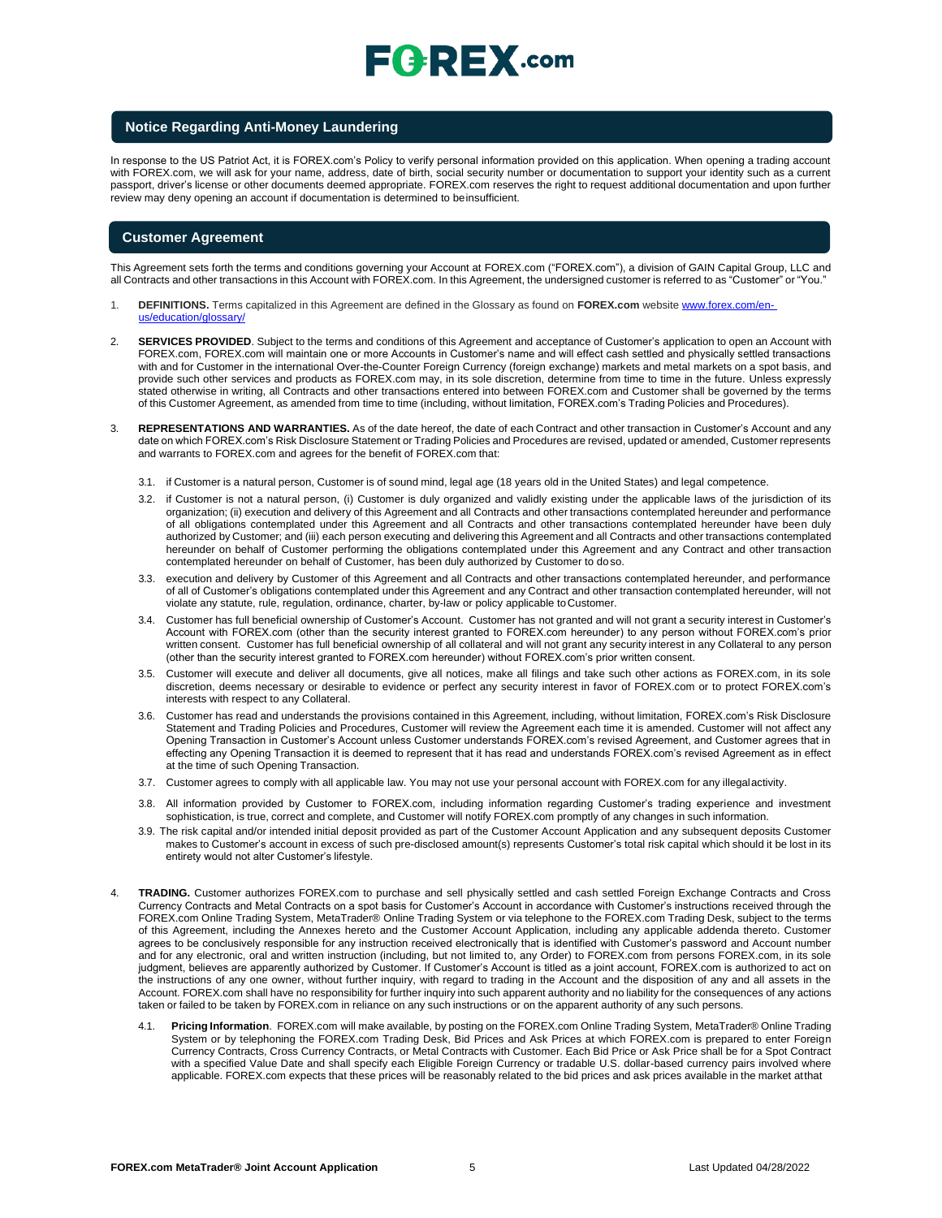## Notice Regarding Anti-Money Laundering

In response to the US Patriot Act, it is FOREX.com's Policy to verify personal information provided on this application. When opening a trading account with FOREX.com, we will ask for your name, address, date of birth, social security number or documentation to support your identity such as a current passport, driver's license or other documents deemed appropriate. FOREX.com reserves the right to request additional documentation and upon further review may deny opening an account if documentation is determined to be insufficient.

## Customer Agreement

This Agreement sets forth the terms and conditions governing your Account at FOREX.com ("FOREX.com"), a division of GAIN Capital Group, LLC and all Contracts and other transactions in this Account with FOREX.com. In this Agreement, the undersigned customer is referred to as "Customer" or "You."

1. **DEFINITIONS.** Terms capitalized in this Agreement are defined in the Glossary as found on **FOREX.com** website www.forex.com/en-us/education/glossary/

2. **SERVICES PROVIDED**. Subject to the terms and conditions of this Agreement and acceptance of Customer's application to open an Account with FOREX.com, FOREX.com will maintain one or more Accounts in Customer's name and will effect cash settled and physically settled transactions with and for Customer in the international Over-the-Counter Foreign Currency (foreign exchange) markets and metal markets on a spot basis, and provide such other services and products as FOREX.com may, in its sole discretion, determine from time to time in the future. Unless expressly stated otherwise in writing, all Contracts and other transactions entered into between FOREX.com and Customer shall be governed by the terms of this Customer Agreement, as amended from time to time (including, without limitation, FOREX.com's Trading Policies and Procedures).

3. **REPRESENTATIONS AND WARRANTIES.** As of the date hereof, the date of each Contract and other transaction in Customer's Account and any date on which FOREX.com's Risk Disclosure Statement or Trading Policies and Procedures are revised, updated or amended, Customer represents and warrants to FOREX.com and agrees for the benefit of FOREX.com that:

   3.1. if Customer is a natural person, Customer is of sound mind, legal age (18 years old in the United States) and legal competence.

   3.2. if Customer is not a natural person, (i) Customer is duly organized and validly existing under the applicable laws of the jurisdiction of its organization; (ii) execution and delivery of this Agreement and all Contracts and other transactions contemplated hereunder and performance of all obligations contemplated under this Agreement and all Contracts and other transactions contemplated hereunder have been duly authorized by Customer; and (iii) each person executing and delivering this Agreement and all Contracts and other transactions contemplated hereunder on behalf of Customer performing the obligations contemplated under this Agreement and any Contract and other transaction contemplated hereunder on behalf of Customer, has been duly authorized by Customer to do so.

   3.3. execution and delivery by Customer of this Agreement and all Contracts and other transactions contemplated hereunder, and performance of all of Customer's obligations contemplated under this Agreement and any Contract and other transaction contemplated hereunder, will not violate any statute, rule, regulation, ordinance, charter, by-law or policy applicable to Customer.

   3.4. Customer has full beneficial ownership of Customer's Account. Customer has not granted and will not grant a security interest in Customer's Account with FOREX.com (other than the security interest granted to FOREX.com hereunder) to any person without FOREX.com's prior written consent. Customer has full beneficial ownership of all collateral and will not grant any security interest in any Collateral to any person (other than the security interest granted to FOREX.com hereunder) without FOREX.com's prior written consent.

   3.5. Customer will execute and deliver all documents, give all notices, make all filings and take such other actions as FOREX.com, in its sole discretion, deems necessary or desirable to evidence or perfect any security interest in favor of FOREX.com or to protect FOREX.com's interests with respect to any Collateral.

   3.6. Customer has read and understands the provisions contained in this Agreement, including, without limitation, FOREX.com's Risk Disclosure Statement and Trading Policies and Procedures, Customer will review the Agreement each time it is amended. Customer will not affect any Opening Transaction in Customer's Account unless Customer understands FOREX.com's revised Agreement, and Customer agrees that in effecting any Opening Transaction it is deemed to represent that it has read and understands FOREX.com's revised Agreement as in effect at the time of such Opening Transaction.

   3.7. Customer agrees to comply with all applicable law. You may not use your personal account with FOREX.com for any illegal activity.

   3.8. All information provided by Customer to FOREX.com, including information regarding Customer's trading experience and investment sophistication, is true, correct and complete, and Customer will notify FOREX.com promptly of any changes in such information.

   3.9. The risk capital and/or intended initial deposit provided as part of the Customer Account Application and any subsequent deposits Customer makes to Customer's account in excess of such pre-disclosed amount(s) represents Customer's total risk capital which should it be lost in its entirety would not alter Customer's lifestyle.

4. **TRADING.** Customer authorizes FOREX.com to purchase and sell physically settled and cash settled Foreign Exchange Contracts and Cross Currency Contracts and Metal Contracts on a spot basis for Customer's Account in accordance with Customer's instructions received through the FOREX.com Online Trading System, MetaTrader® Online Trading System or via telephone to the FOREX.com Trading Desk, subject to the terms of this Agreement, including the Annexes hereto and the Customer Account Application, including any applicable addenda thereto. Customer agrees to be conclusively responsible for any instruction received electronically that is identified with Customer's password and Account number and for any electronic, oral and written instruction (including, but not limited to, any Order) to FOREX.com from persons FOREX.com, in its sole judgment, believes are apparently authorized by Customer. If Customer's Account is titled as a joint account, FOREX.com is authorized to act on the instructions of any one owner, without further inquiry, with regard to trading in the Account and the disposition of any and all assets in the Account. FOREX.com shall have no responsibility for further inquiry into such apparent authority and no liability for the consequences of any actions taken or failed to be taken by FOREX.com in reliance on any such instructions or on the apparent authority of any such persons.

   4.1. **Pricing Information**. FOREX.com will make available, by posting on the FOREX.com Online Trading System, MetaTrader® Online Trading System or by telephoning the FOREX.com Trading Desk, Bid Prices and Ask Prices at which FOREX.com is prepared to enter Foreign Currency Contracts, Cross Currency Contracts, or Metal Contracts with Customer. Each Bid Price or Ask Price shall be for a Spot Contract with a specified Value Date and shall specify each Eligible Foreign Currency or tradable U.S. dollar-based currency pairs involved where applicable. FOREX.com expects that these prices will be reasonably related to the bid prices and ask prices available in the market at that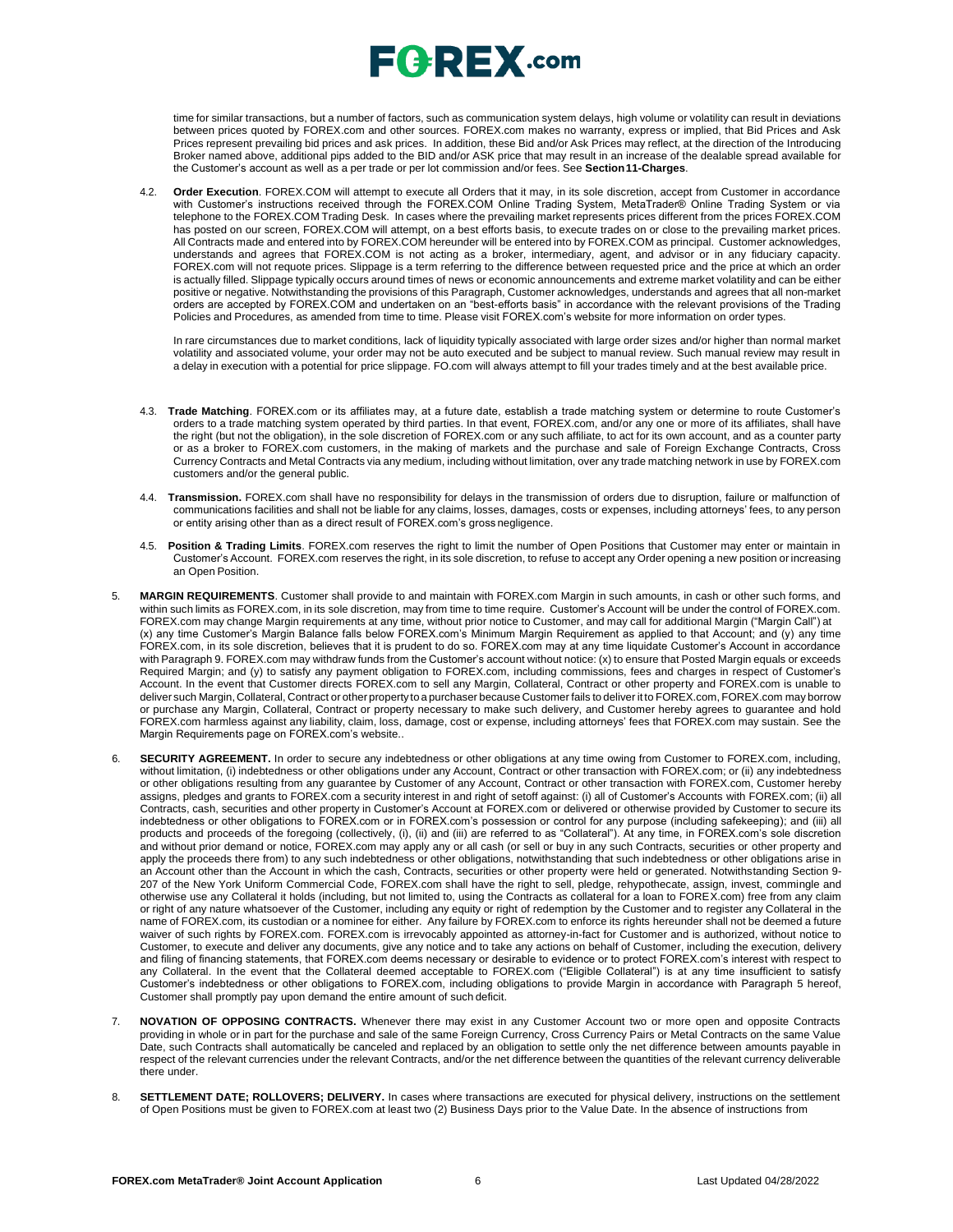time for similar transactions, but a number of factors, such as communication system delays, high volume or volatility can result in deviations between prices quoted by FOREX.com and other sources. FOREX.com makes no warranty, express or implied, that Bid Prices and Ask Prices represent prevailing bid prices and ask prices. In addition, these Bid and/or Ask Prices may reflect, at the direction of the Introducing Broker named above, additional pips added to the BID and/or ASK price that may result in an increase of the dealable spread available for the Customer's account as well as a per trade or per lot commission and/or fees. See **Section11-Charges**.

4.2. **Order Execution**. FOREX.COM will attempt to execute all Orders that it may, in its sole discretion, accept from Customer in accordance with Customer's instructions received through the FOREX.COM Online Trading System, MetaTrader® Online Trading System or via telephone to the FOREX.COM Trading Desk. In cases where the prevailing market represents prices different from the prices FOREX.COM has posted on our screen, FOREX.COM will attempt, on a best efforts basis, to execute trades on or close to the prevailing market prices. All Contracts made and entered into by FOREX.COM hereunder will be entered into by FOREX.COM as principal. Customer acknowledges, understands and agrees that FOREX.COM is not acting as a broker, intermediary, agent, and advisor or in any fiduciary capacity. FOREX.com will not requote prices. Slippage is a term referring to the difference between requested price and the price at which an order is actually filled. Slippage typically occurs around times of news or economic announcements and extreme market volatility and can be either positive or negative. Notwithstanding the provisions of this Paragraph, Customer acknowledges, understands and agrees that all non-market orders are accepted by FOREX.COM and undertaken on an "best-efforts basis" in accordance with the relevant provisions of the Trading Policies and Procedures, as amended from time to time. Please visit FOREX.com's website for more information on order types.

In rare circumstances due to market conditions, lack of liquidity typically associated with large order sizes and/or higher than normal market volatility and associated volume, your order may not be auto executed and be subject to manual review. Such manual review may result in a delay in execution with a potential for price slippage. FO.com will always attempt to fill your trades timely and at the best available price.

4.3. **Trade Matching**. FOREX.com or its affiliates may, at a future date, establish a trade matching system or determine to route Customer's orders to a trade matching system operated by third parties. In that event, FOREX.com, and/or any one or more of its affiliates, shall have the right (but not the obligation), in the sole discretion of FOREX.com or any such affiliate, to act for its own account, and as a counter party or as a broker to FOREX.com customers, in the making of markets and the purchase and sale of Foreign Exchange Contracts, Cross Currency Contracts and Metal Contracts via any medium, including without limitation, over any trade matching network in use by FOREX.com customers and/or the general public.

4.4. **Transmission.** FOREX.com shall have no responsibility for delays in the transmission of orders due to disruption, failure or malfunction of communications facilities and shall not be liable for any claims, losses, damages, costs or expenses, including attorneys' fees, to any person or entity arising other than as a direct result of FOREX.com's gross negligence.

4.5. **Position & Trading Limits**. FOREX.com reserves the right to limit the number of Open Positions that Customer may enter or maintain in Customer's Account. FOREX.com reserves the right, in its sole discretion, to refuse to accept any Order opening a new position or increasing an Open Position.

5. **MARGIN REQUIREMENTS**. Customer shall provide to and maintain with FOREX.com Margin in such amounts, in cash or other such forms, and within such limits as FOREX.com, in its sole discretion, may from time to time require. Customer's Account will be under the control of FOREX.com. FOREX.com may change Margin requirements at any time, without prior notice to Customer, and may call for additional Margin ("Margin Call") at (x) any time Customer's Margin Balance falls below FOREX.com's Minimum Margin Requirement as applied to that Account; and (y) any time FOREX.com, in its sole discretion, believes that it is prudent to do so. FOREX.com may at any time liquidate Customer's Account in accordance with Paragraph 9. FOREX.com may withdraw funds from the Customer's account without notice: (x) to ensure that Posted Margin equals or exceeds Required Margin; and (y) to satisfy any payment obligation to FOREX.com, including commissions, fees and charges in respect of Customer's Account. In the event that Customer directs FOREX.com to sell any Margin, Collateral, Contract or other property and FOREX.com is unable to deliver such Margin, Collateral, Contract or other property to a purchaser because Customer fails to deliver it to FOREX.com, FOREX.com may borrow or purchase any Margin, Collateral, Contract or property necessary to make such delivery, and Customer hereby agrees to guarantee and hold FOREX.com harmless against any liability, claim, loss, damage, cost or expense, including attorneys' fees that FOREX.com may sustain. See the Margin Requirements page on FOREX.com's website..

6. **SECURITY AGREEMENT.** In order to secure any indebtedness or other obligations at any time owing from Customer to FOREX.com, including, without limitation, (i) indebtedness or other obligations under any Account, Contract or other transaction with FOREX.com; or (ii) any indebtedness or other obligations resulting from any guarantee by Customer of any Account, Contract or other transaction with FOREX.com, Customer hereby assigns, pledges and grants to FOREX.com a security interest in and right of setoff against: (i) all of Customer's Accounts with FOREX.com; (ii) all Contracts, cash, securities and other property in Customer's Account at FOREX.com or delivered or otherwise provided by Customer to secure its indebtedness or other obligations to FOREX.com or in FOREX.com's possession or control for any purpose (including safekeeping); and (iii) all products and proceeds of the foregoing (collectively, (i), (ii) and (iii) are referred to as "Collateral"). At any time, in FOREX.com's sole discretion and without prior demand or notice, FOREX.com may apply any or all cash (or sell or buy in any such Contracts, securities or other property and apply the proceeds there from) to any such indebtedness or other obligations, notwithstanding that such indebtedness or other obligations arise in an Account other than the Account in which the cash, Contracts, securities or other property were held or generated. Notwithstanding Section 9-207 of the New York Uniform Commercial Code, FOREX.com shall have the right to sell, pledge, rehypothecate, assign, invest, commingle and otherwise use any Collateral it holds (including, but not limited to, using the Contracts as collateral for a loan to FOREX.com) free from any claim or right of any nature whatsoever of the Customer, including any equity or right of redemption by the Customer and to register any Collateral in the name of FOREX.com, its custodian or a nominee for either. Any failure by FOREX.com to enforce its rights hereunder shall not be deemed a future waiver of such rights by FOREX.com. FOREX.com is irrevocably appointed as attorney-in-fact for Customer and is authorized, without notice to Customer, to execute and deliver any documents, give any notice and to take any actions on behalf of Customer, including the execution, delivery and filing of financing statements, that FOREX.com deems necessary or desirable to evidence or to protect FOREX.com's interest with respect to any Collateral. In the event that the Collateral deemed acceptable to FOREX.com ("Eligible Collateral") is at any time insufficient to satisfy Customer's indebtedness or other obligations to FOREX.com, including obligations to provide Margin in accordance with Paragraph 5 hereof, Customer shall promptly pay upon demand the entire amount of such deficit.

7. **NOVATION OF OPPOSING CONTRACTS.** Whenever there may exist in any Customer Account two or more open and opposite Contracts providing in whole or in part for the purchase and sale of the same Foreign Currency, Cross Currency Pairs or Metal Contracts on the same Value Date, such Contracts shall automatically be canceled and replaced by an obligation to settle only the net difference between amounts payable in respect of the relevant currencies under the relevant Contracts, and/or the net difference between the quantities of the relevant currency deliverable there under.

8. **SETTLEMENT DATE; ROLLOVERS; DELIVERY.** In cases where transactions are executed for physical delivery, instructions on the settlement of Open Positions must be given to FOREX.com at least two (2) Business Days prior to the Value Date. In the absence of instructions from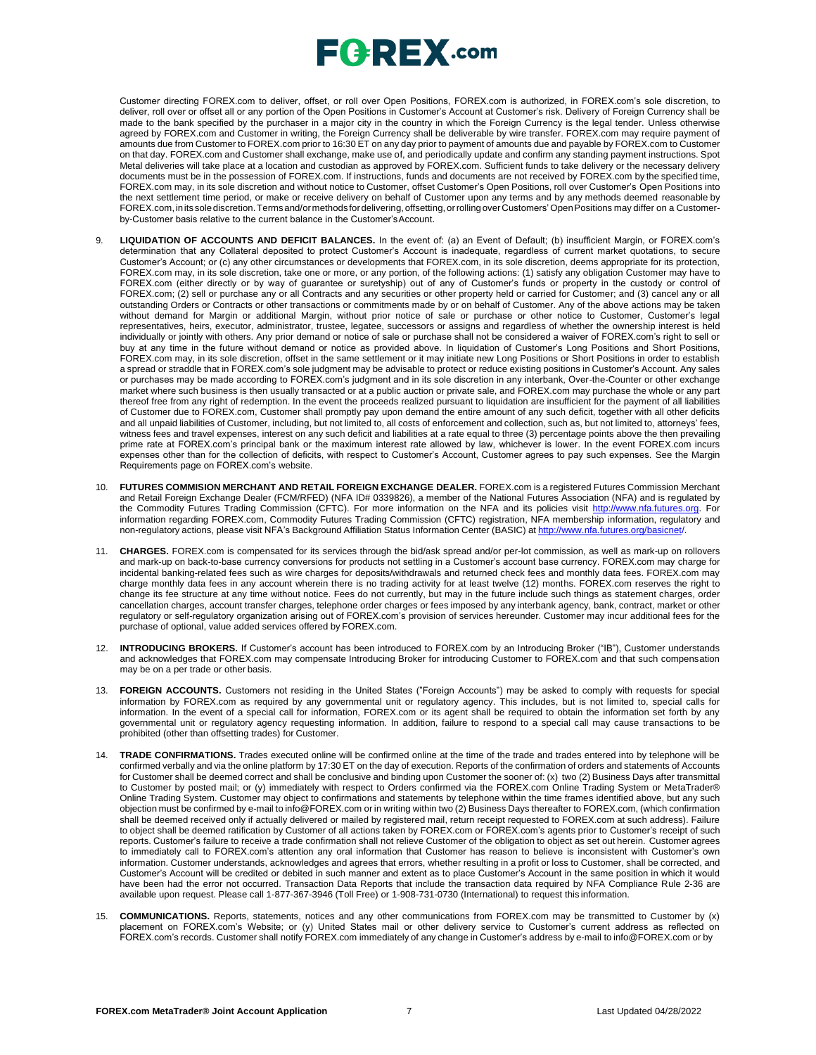Customer directing FOREX.com to deliver, offset, or roll over Open Positions, FOREX.com is authorized, in FOREX.com's sole discretion, to deliver, roll over or offset all or any portion of the Open Positions in Customer's Account at Customer's risk. Delivery of Foreign Currency shall be made to the bank specified by the purchaser in a major city in the country in which the Foreign Currency is the legal tender. Unless otherwise agreed by FOREX.com and Customer in writing, the Foreign Currency shall be deliverable by wire transfer. FOREX.com may require payment of amounts due from Customer to FOREX.com prior to 16:30 ET on any day prior to payment of amounts due and payable by FOREX.com to Customer on that day. FOREX.com and Customer shall exchange, make use of, and periodically update and confirm any standing payment instructions. Spot Metal deliveries will take place at a location and custodian as approved by FOREX.com. Sufficient funds to take delivery or the necessary delivery documents must be in the possession of FOREX.com. If instructions, funds and documents are not received by FOREX.com by the specified time, FOREX.com may, in its sole discretion and without notice to Customer, offset Customer's Open Positions, roll over Customer's Open Positions into the next settlement time period, or make or receive delivery on behalf of Customer upon any terms and by any methods deemed reasonable by FOREX.com, in its sole discretion. Terms and/or methods for delivering, offsetting, or rolling over Customers' Open Positions may differ on a Customer-by-Customer basis relative to the current balance in the Customer's Account.

9. **LIQUIDATION OF ACCOUNTS AND DEFICIT BALANCES.** In the event of: (a) an Event of Default; (b) insufficient Margin, or FOREX.com's determination that any Collateral deposited to protect Customer's Account is inadequate, regardless of current market quotations, to secure Customer's Account; or (c) any other circumstances or developments that FOREX.com, in its sole discretion, deems appropriate for its protection, FOREX.com may, in its sole discretion, take one or more, or any portion, of the following actions: (1) satisfy any obligation Customer may have to FOREX.com (either directly or by way of guarantee or suretyship) out of any of Customer's funds or property in the custody or control of FOREX.com; (2) sell or purchase any or all Contracts and any securities or other property held or carried for Customer; and (3) cancel any or all outstanding Orders or Contracts or other transactions or commitments made by or on behalf of Customer. Any of the above actions may be taken without demand for Margin or additional Margin, without prior notice of sale or purchase or other notice to Customer, Customer's legal representatives, heirs, executor, administrator, trustee, legatee, successors or assigns and regardless of whether the ownership interest is held individually or jointly with others. Any prior demand or notice of sale or purchase shall not be considered a waiver of FOREX.com's right to sell or buy at any time in the future without demand or notice as provided above. In liquidation of Customer's Long Positions and Short Positions, FOREX.com may, in its sole discretion, offset in the same settlement or it may initiate new Long Positions or Short Positions in order to establish a spread or straddle that in FOREX.com's sole judgment may be advisable to protect or reduce existing positions in Customer's Account. Any sales or purchases may be made according to FOREX.com's judgment and in its sole discretion in any interbank, Over-the-Counter or other exchange market where such business is then usually transacted or at a public auction or private sale, and FOREX.com may purchase the whole or any part thereof free from any right of redemption. In the event the proceeds realized pursuant to liquidation are insufficient for the payment of all liabilities of Customer due to FOREX.com, Customer shall promptly pay upon demand the entire amount of any such deficit, together with all other deficits and all unpaid liabilities of Customer, including, but not limited to, all costs of enforcement and collection, such as, but not limited to, attorneys' fees, witness fees and travel expenses, interest on any such deficit and liabilities at a rate equal to three (3) percentage points above the then prevailing prime rate at FOREX.com's principal bank or the maximum interest rate allowed by law, whichever is lower. In the event FOREX.com incurs expenses other than for the collection of deficits, with respect to Customer's Account, Customer agrees to pay such expenses. See the Margin Requirements page on FOREX.com's website.

10. **FUTURES COMMISION MERCHANT AND RETAIL FOREIGN EXCHANGE DEALER.** FOREX.com is a registered Futures Commission Merchant and Retail Foreign Exchange Dealer (FCM/RFED) (NFA ID# 0339826), a member of the National Futures Association (NFA) and is regulated by the Commodity Futures Trading Commission (CFTC). For more information on the NFA and its policies visit http://www.nfa.futures.org. For information regarding FOREX.com, Commodity Futures Trading Commission (CFTC) registration, NFA membership information, regulatory and non-regulatory actions, please visit NFA's Background Affiliation Status Information Center (BASIC) at http://www.nfa.futures.org/basicnet/.

11. **CHARGES.** FOREX.com is compensated for its services through the bid/ask spread and/or per-lot commission, as well as mark-up on rollovers and mark-up on back-to-base currency conversions for products not settling in a Customer's account base currency. FOREX.com may charge for incidental banking-related fees such as wire charges for deposits/withdrawals and returned check fees and monthly data fees. FOREX.com may charge monthly data fees in any account wherein there is no trading activity for at least twelve (12) months. FOREX.com reserves the right to change its fee structure at any time without notice. Fees do not currently, but may in the future include such things as statement charges, order cancellation charges, account transfer charges, telephone order charges or fees imposed by any interbank agency, bank, contract, market or other regulatory or self-regulatory organization arising out of FOREX.com's provision of services hereunder. Customer may incur additional fees for the purchase of optional, value added services offered by FOREX.com.

12. **INTRODUCING BROKERS.** If Customer's account has been introduced to FOREX.com by an Introducing Broker ("IB"), Customer understands and acknowledges that FOREX.com may compensate Introducing Broker for introducing Customer to FOREX.com and that such compensation may be on a per trade or other basis.

13. **FOREIGN ACCOUNTS.** Customers not residing in the United States ("Foreign Accounts") may be asked to comply with requests for special information by FOREX.com as required by any governmental unit or regulatory agency. This includes, but is not limited to, special calls for information. In the event of a special call for information, FOREX.com or its agent shall be required to obtain the information set forth by any governmental unit or regulatory agency requesting information. In addition, failure to respond to a special call may cause transactions to be prohibited (other than offsetting trades) for Customer.

14. **TRADE CONFIRMATIONS.** Trades executed online will be confirmed online at the time of the trade and trades entered into by telephone will be confirmed verbally and via the online platform by 17:30 ET on the day of execution. Reports of the confirmation of orders and statements of Accounts for Customer shall be deemed correct and shall be conclusive and binding upon Customer the sooner of: (x) two (2) Business Days after transmittal to Customer by posted mail; or (y) immediately with respect to Orders confirmed via the FOREX.com Online Trading System or MetaTrader® Online Trading System. Customer may object to confirmations and statements by telephone within the time frames identified above, but any such objection must be confirmed by e-mail to info@FOREX.com or in writing within two (2) Business Days thereafter to FOREX.com, (which confirmation shall be deemed received only if actually delivered or mailed by registered mail, return receipt requested to FOREX.com at such address). Failure to object shall be deemed ratification by Customer of all actions taken by FOREX.com or FOREX.com's agents prior to Customer's receipt of such reports. Customer's failure to receive a trade confirmation shall not relieve Customer of the obligation to object as set out herein. Customer agrees to immediately call to FOREX.com's attention any oral information that Customer has reason to believe is inconsistent with Customer's own information. Customer understands, acknowledges and agrees that errors, whether resulting in a profit or loss to Customer, shall be corrected, and Customer's Account will be credited or debited in such manner and extent as to place Customer's Account in the same position in which it would have been had the error not occurred. Transaction Data Reports that include the transaction data required by NFA Compliance Rule 2-36 are available upon request. Please call 1-877-367-3946 (Toll Free) or 1-908-731-0730 (International) to request this information.

15. **COMMUNICATIONS.** Reports, statements, notices and any other communications from FOREX.com may be transmitted to Customer by (x) placement on FOREX.com's Website; or (y) United States mail or other delivery service to Customer's current address as reflected on FOREX.com's records. Customer shall notify FOREX.com immediately of any change in Customer's address by e-mail to info@FOREX.com or by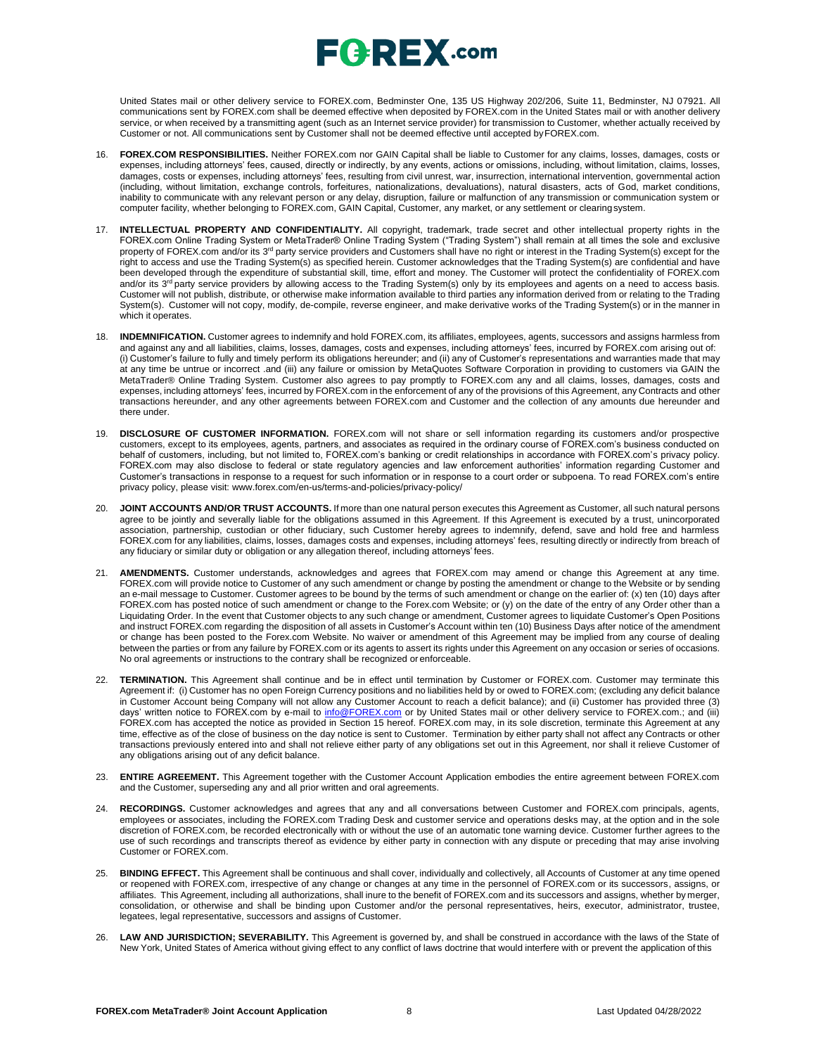United States mail or other delivery service to FOREX.com, Bedminster One, 135 US Highway 202/206, Suite 11, Bedminster, NJ 07921. All communications sent by FOREX.com shall be deemed effective when deposited by FOREX.com in the United States mail or with another delivery service, or when received by a transmitting agent (such as an Internet service provider) for transmission to Customer, whether actually received by Customer or not. All communications sent by Customer shall not be deemed effective until accepted by FOREX.com.

16. **FOREX.COM RESPONSIBILITIES.** Neither FOREX.com nor GAIN Capital shall be liable to Customer for any claims, losses, damages, costs or expenses, including attorneys' fees, caused, directly or indirectly, by any events, actions or omissions, including, without limitation, claims, losses, damages, costs or expenses, including attorneys' fees, resulting from civil unrest, war, insurrection, international intervention, governmental action (including, without limitation, exchange controls, forfeitures, nationalizations, devaluations), natural disasters, acts of God, market conditions, inability to communicate with any relevant person or any delay, disruption, failure or malfunction of any transmission or communication system or computer facility, whether belonging to FOREX.com, GAIN Capital, Customer, any market, or any settlement or clearing system.

17. **INTELLECTUAL PROPERTY AND CONFIDENTIALITY.** All copyright, trademark, trade secret and other intellectual property rights in the FOREX.com Online Trading System or MetaTrader® Online Trading System ("Trading System") shall remain at all times the sole and exclusive property of FOREX.com and/or its 3rd party service providers and Customers shall have no right or interest in the Trading System(s) except for the right to access and use the Trading System(s) as specified herein. Customer acknowledges that the Trading System(s) are confidential and have been developed through the expenditure of substantial skill, time, effort and money. The Customer will protect the confidentiality of FOREX.com and/or its 3rd party service providers by allowing access to the Trading System(s) only by its employees and agents on a need to access basis. Customer will not publish, distribute, or otherwise make information available to third parties any information derived from or relating to the Trading System(s). Customer will not copy, modify, de-compile, reverse engineer, and make derivative works of the Trading System(s) or in the manner in which it operates.

18. **INDEMNIFICATION.** Customer agrees to indemnify and hold FOREX.com, its affiliates, employees, agents, successors and assigns harmless from and against any and all liabilities, claims, losses, damages, costs and expenses, including attorneys' fees, incurred by FOREX.com arising out of: (i) Customer's failure to fully and timely perform its obligations hereunder; and (ii) any of Customer's representations and warranties made that may at any time be untrue or incorrect .and (iii) any failure or omission by MetaQuotes Software Corporation in providing to customers via GAIN the MetaTrader® Online Trading System. Customer also agrees to pay promptly to FOREX.com any and all claims, losses, damages, costs and expenses, including attorneys' fees, incurred by FOREX.com in the enforcement of any of the provisions of this Agreement, any Contracts and other transactions hereunder, and any other agreements between FOREX.com and Customer and the collection of any amounts due hereunder and there under.

19. **DISCLOSURE OF CUSTOMER INFORMATION.** FOREX.com will not share or sell information regarding its customers and/or prospective customers, except to its employees, agents, partners, and associates as required in the ordinary course of FOREX.com's business conducted on behalf of customers, including, but not limited to, FOREX.com's banking or credit relationships in accordance with FOREX.com's privacy policy. FOREX.com may also disclose to federal or state regulatory agencies and law enforcement authorities' information regarding Customer and Customer's transactions in response to a request for such information or in response to a court order or subpoena. To read FOREX.com's entire privacy policy, please visit: www.forex.com/en-us/terms-and-policies/privacy-policy/

20. **JOINT ACCOUNTS AND/OR TRUST ACCOUNTS.** If more than one natural person executes this Agreement as Customer, all such natural persons agree to be jointly and severally liable for the obligations assumed in this Agreement. If this Agreement is executed by a trust, unincorporated association, partnership, custodian or other fiduciary, such Customer hereby agrees to indemnify, defend, save and hold free and harmless FOREX.com for any liabilities, claims, losses, damages costs and expenses, including attorneys' fees, resulting directly or indirectly from breach of any fiduciary or similar duty or obligation or any allegation thereof, including attorneys' fees.

21. **AMENDMENTS.** Customer understands, acknowledges and agrees that FOREX.com may amend or change this Agreement at any time. FOREX.com will provide notice to Customer of any such amendment or change by posting the amendment or change to the Website or by sending an e-mail message to Customer. Customer agrees to be bound by the terms of such amendment or change on the earlier of: (x) ten (10) days after FOREX.com has posted notice of such amendment or change to the Forex.com Website; or (y) on the date of the entry of any Order other than a Liquidating Order. In the event that Customer objects to any such change or amendment, Customer agrees to liquidate Customer's Open Positions and instruct FOREX.com regarding the disposition of all assets in Customer's Account within ten (10) Business Days after notice of the amendment or change has been posted to the Forex.com Website. No waiver or amendment of this Agreement may be implied from any course of dealing between the parties or from any failure by FOREX.com or its agents to assert its rights under this Agreement on any occasion or series of occasions. No oral agreements or instructions to the contrary shall be recognized or enforceable.

22. **TERMINATION.** This Agreement shall continue and be in effect until termination by Customer or FOREX.com. Customer may terminate this Agreement if: (i) Customer has no open Foreign Currency positions and no liabilities held by or owed to FOREX.com; (excluding any deficit balance in Customer Account being Company will not allow any Customer Account to reach a deficit balance); and (ii) Customer has provided three (3) days' written notice to FOREX.com by e-mail to [info@FOREX.com](mailto:info@FOREX.com) or by United States mail or other delivery service to FOREX.com.; and (iii) FOREX.com has accepted the notice as provided in Section 15 hereof. FOREX.com may, in its sole discretion, terminate this Agreement at any time, effective as of the close of business on the day notice is sent to Customer. Termination by either party shall not affect any Contracts or other transactions previously entered into and shall not relieve either party of any obligations set out in this Agreement, nor shall it relieve Customer of any obligations arising out of any deficit balance.

23. **ENTIRE AGREEMENT.** This Agreement together with the Customer Account Application embodies the entire agreement between FOREX.com and the Customer, superseding any and all prior written and oral agreements.

24. **RECORDINGS.** Customer acknowledges and agrees that any and all conversations between Customer and FOREX.com principals, agents, employees or associates, including the FOREX.com Trading Desk and customer service and operations desks may, at the option and in the sole discretion of FOREX.com, be recorded electronically with or without the use of an automatic tone warning device. Customer further agrees to the use of such recordings and transcripts thereof as evidence by either party in connection with any dispute or preceding that may arise involving Customer or FOREX.com.

25. **BINDING EFFECT.** This Agreement shall be continuous and shall cover, individually and collectively, all Accounts of Customer at any time opened or reopened with FOREX.com, irrespective of any change or changes at any time in the personnel of FOREX.com or its successors, assigns, or affiliates. This Agreement, including all authorizations, shall inure to the benefit of FOREX.com and its successors and assigns, whether by merger, consolidation, or otherwise and shall be binding upon Customer and/or the personal representatives, heirs, executor, administrator, trustee, legatees, legal representative, successors and assigns of Customer.

26. **LAW AND JURISDICTION; SEVERABILITY.** This Agreement is governed by, and shall be construed in accordance with the laws of the State of New York, United States of America without giving effect to any conflict of laws doctrine that would interfere with or prevent the application of this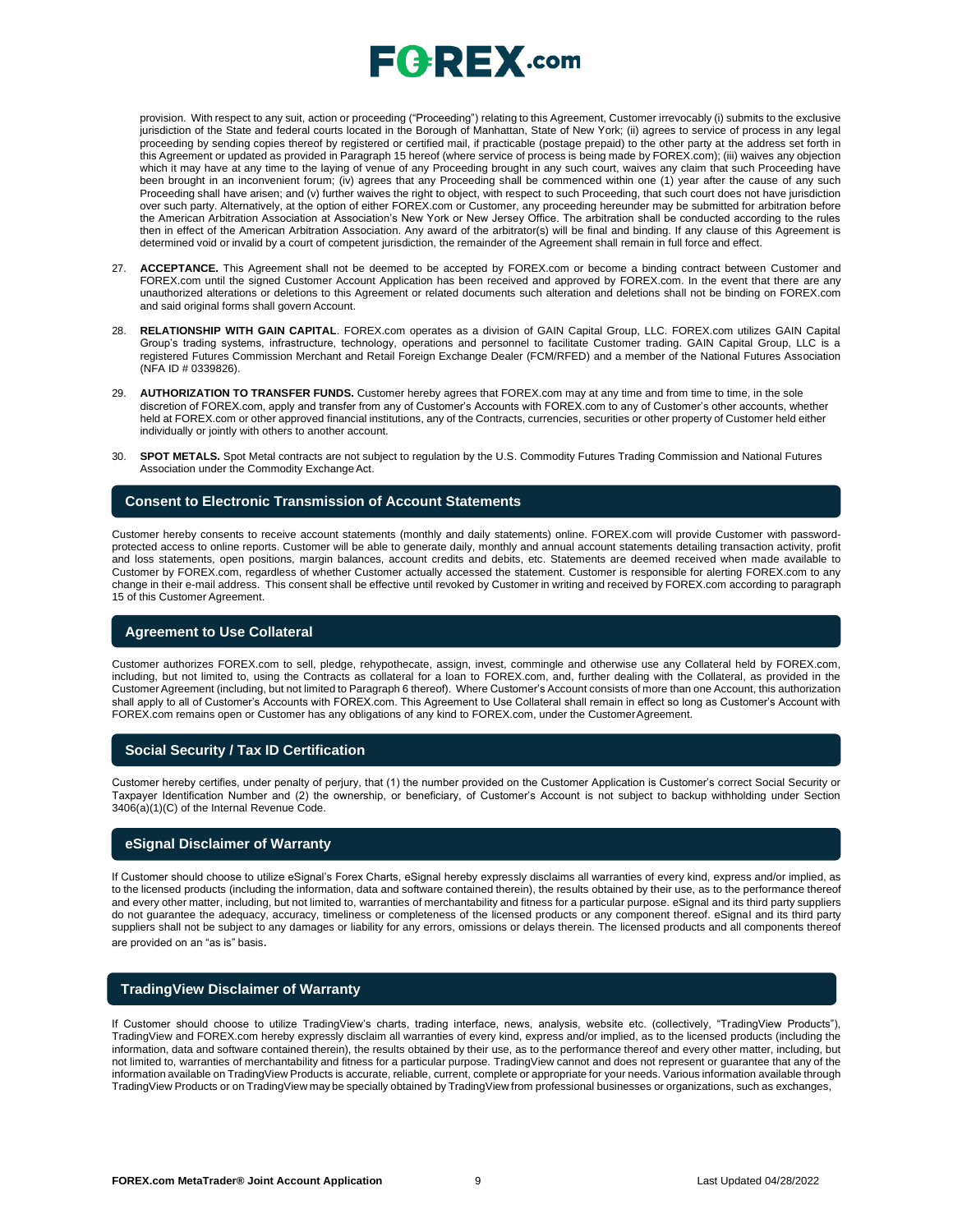provision. With respect to any suit, action or proceeding ("Proceeding") relating to this Agreement, Customer irrevocably (i) submits to the exclusive jurisdiction of the State and federal courts located in the Borough of Manhattan, State of New York; (ii) agrees to service of process in any legal proceeding by sending copies thereof by registered or certified mail, if practicable (postage prepaid) to the other party at the address set forth in this Agreement or updated as provided in Paragraph 15 hereof (where service of process is being made by FOREX.com); (iii) waives any objection which it may have at any time to the laying of venue of any Proceeding brought in any such court, waives any claim that such Proceeding have been brought in an inconvenient forum; (iv) agrees that any Proceeding shall be commenced within one (1) year after the cause of any such Proceeding shall have arisen; and (v) further waives the right to object, with respect to such Proceeding, that such court does not have jurisdiction over such party. Alternatively, at the option of either FOREX.com or Customer, any proceeding hereunder may be submitted for arbitration before the American Arbitration Association at Association's New York or New Jersey Office. The arbitration shall be conducted according to the rules then in effect of the American Arbitration Association. Any award of the arbitrator(s) will be final and binding. If any clause of this Agreement is determined void or invalid by a court of competent jurisdiction, the remainder of the Agreement shall remain in full force and effect.

27. **ACCEPTANCE.** This Agreement shall not be deemed to be accepted by FOREX.com or become a binding contract between Customer and FOREX.com until the signed Customer Account Application has been received and approved by FOREX.com. In the event that there are any unauthorized alterations or deletions to this Agreement or related documents such alteration and deletions shall not be binding on FOREX.com and said original forms shall govern Account.

28. **RELATIONSHIP WITH GAIN CAPITAL**. FOREX.com operates as a division of GAIN Capital Group, LLC. FOREX.com utilizes GAIN Capital Group's trading systems, infrastructure, technology, operations and personnel to facilitate Customer trading. GAIN Capital Group, LLC is a registered Futures Commission Merchant and Retail Foreign Exchange Dealer (FCM/RFED) and a member of the National Futures Association (NFA ID # 0339826).

29. **AUTHORIZATION TO TRANSFER FUNDS.** Customer hereby agrees that FOREX.com may at any time and from time to time, in the sole discretion of FOREX.com, apply and transfer from any of Customer's Accounts with FOREX.com to any of Customer's other accounts, whether held at FOREX.com or other approved financial institutions, any of the Contracts, currencies, securities or other property of Customer held either individually or jointly with others to another account.

30. **SPOT METALS.** Spot Metal contracts are not subject to regulation by the U.S. Commodity Futures Trading Commission and National Futures Association under the Commodity Exchange Act.

## Consent to Electronic Transmission of Account Statements

Customer hereby consents to receive account statements (monthly and daily statements) online. FOREX.com will provide Customer with password-protected access to online reports. Customer will be able to generate daily, monthly and annual account statements detailing transaction activity, profit and loss statements, open positions, margin balances, account credits and debits, etc. Statements are deemed received when made available to Customer by FOREX.com, regardless of whether Customer actually accessed the statement. Customer is responsible for alerting FOREX.com to any change in their e-mail address. This consent shall be effective until revoked by Customer in writing and received by FOREX.com according to paragraph 15 of this Customer Agreement.

## Agreement to Use Collateral

Customer authorizes FOREX.com to sell, pledge, rehypothecate, assign, invest, commingle and otherwise use any Collateral held by FOREX.com, including, but not limited to, using the Contracts as collateral for a loan to FOREX.com, and, further dealing with the Collateral, as provided in the Customer Agreement (including, but not limited to Paragraph 6 thereof). Where Customer's Account consists of more than one Account, this authorization shall apply to all of Customer's Accounts with FOREX.com. This Agreement to Use Collateral shall remain in effect so long as Customer's Account with FOREX.com remains open or Customer has any obligations of any kind to FOREX.com, under the Customer Agreement.

## Social Security / Tax ID Certification

Customer hereby certifies, under penalty of perjury, that (1) the number provided on the Customer Application is Customer's correct Social Security or Taxpayer Identification Number and (2) the ownership, or beneficiary, of Customer's Account is not subject to backup withholding under Section 3406(a)(1)(C) of the Internal Revenue Code.

## eSignal Disclaimer of Warranty

If Customer should choose to utilize eSignal's Forex Charts, eSignal hereby expressly disclaims all warranties of every kind, express and/or implied, as to the licensed products (including the information, data and software contained therein), the results obtained by their use, as to the performance thereof and every other matter, including, but not limited to, warranties of merchantability and fitness for a particular purpose. eSignal and its third party suppliers do not guarantee the adequacy, accuracy, timeliness or completeness of the licensed products or any component thereof. eSignal and its third party suppliers shall not be subject to any damages or liability for any errors, omissions or delays therein. The licensed products and all components thereof are provided on an "as is" basis.

## TradingView Disclaimer of Warranty

If Customer should choose to utilize TradingView's charts, trading interface, news, analysis, website etc. (collectively, "TradingView Products"), TradingView and FOREX.com hereby expressly disclaim all warranties of every kind, express and/or implied, as to the licensed products (including the information, data and software contained therein), the results obtained by their use, as to the performance thereof and every other matter, including, but not limited to, warranties of merchantability and fitness for a particular purpose. TradingView cannot and does not represent or guarantee that any of the information available on TradingView Products is accurate, reliable, current, complete or appropriate for your needs. Various information available through TradingView Products or on TradingView may be specially obtained by TradingView from professional businesses or organizations, such as exchanges,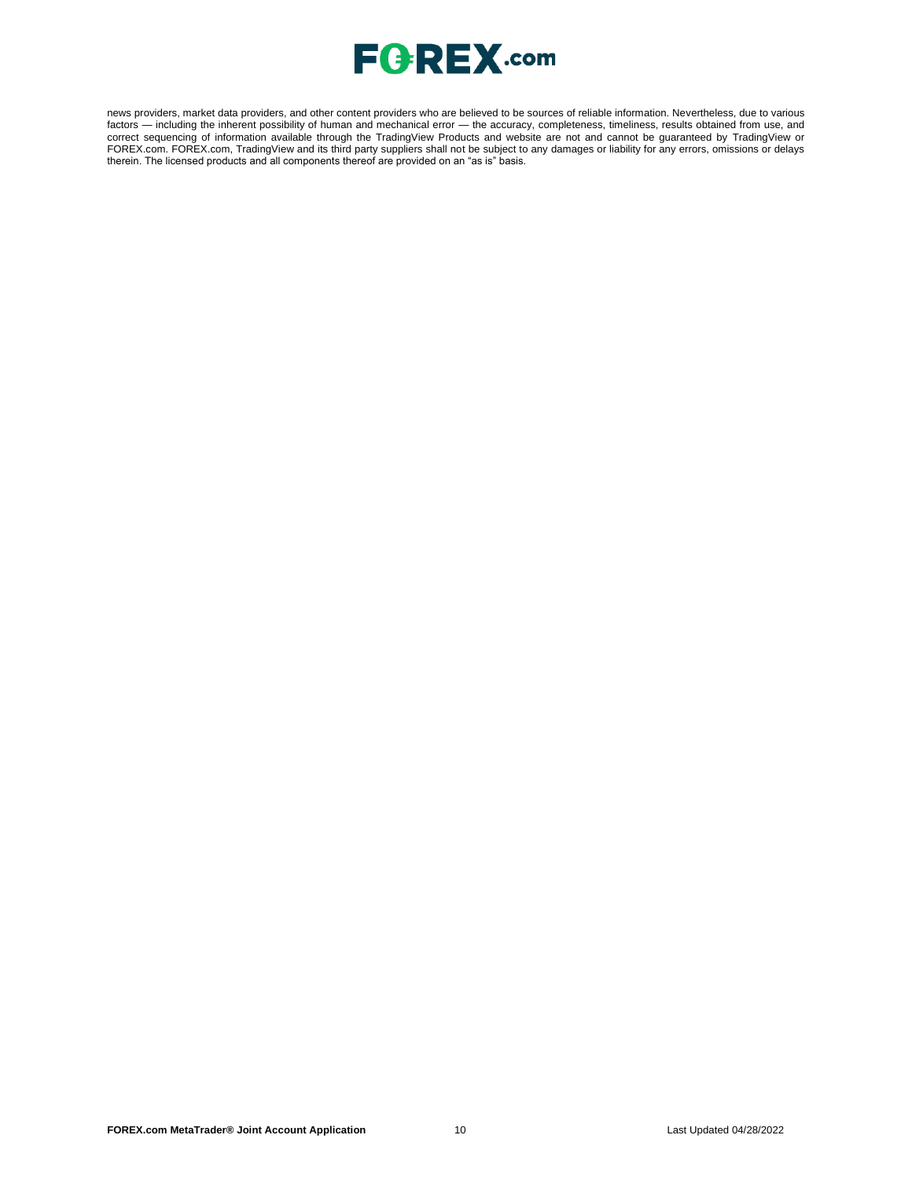news providers, market data providers, and other content providers who are believed to be sources of reliable information. Nevertheless, due to various factors — including the inherent possibility of human and mechanical error — the accuracy, completeness, timeliness, results obtained from use, and correct sequencing of information available through the TradingView Products and website are not and cannot be guaranteed by TradingView or FOREX.com. FOREX.com, TradingView and its third party suppliers shall not be subject to any damages or liability for any errors, omissions or delays therein. The licensed products and all components thereof are provided on an "as is" basis.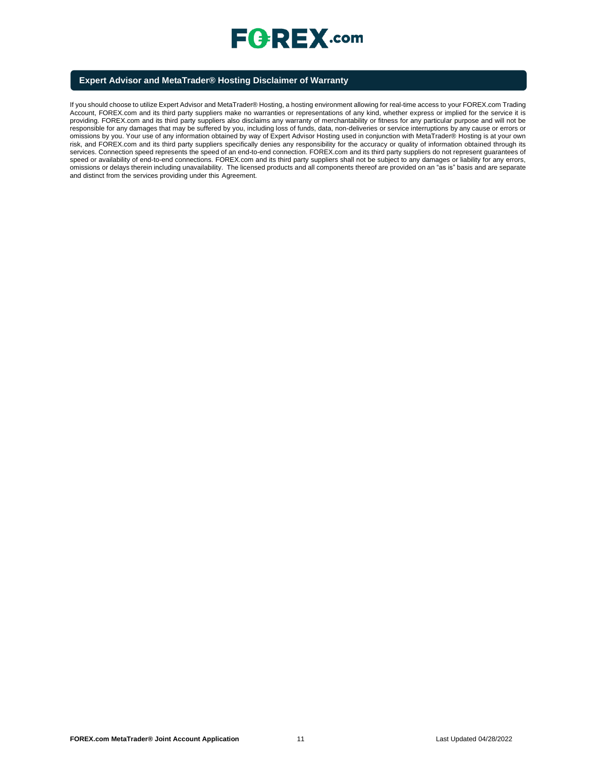## Expert Advisor and MetaTrader® Hosting Disclaimer of Warranty

If you should choose to utilize Expert Advisor and MetaTrader® Hosting, a hosting environment allowing for real-time access to your FOREX.com Trading Account, FOREX.com and its third party suppliers make no warranties or representations of any kind, whether express or implied for the service it is providing. FOREX.com and its third party suppliers also disclaims any warranty of merchantability or fitness for any particular purpose and will not be responsible for any damages that may be suffered by you, including loss of funds, data, non-deliveries or service interruptions by any cause or errors or omissions by you. Your use of any information obtained by way of Expert Advisor Hosting used in conjunction with MetaTrader® Hosting is at your own risk, and FOREX.com and its third party suppliers specifically denies any responsibility for the accuracy or quality of information obtained through its services. Connection speed represents the speed of an end-to-end connection. FOREX.com and its third party suppliers do not represent guarantees of speed or availability of end-to-end connections. FOREX.com and its third party suppliers shall not be subject to any damages or liability for any errors, omissions or delays therein including unavailability. The licensed products and all components thereof are provided on an "as is" basis and are separate and distinct from the services providing under this Agreement.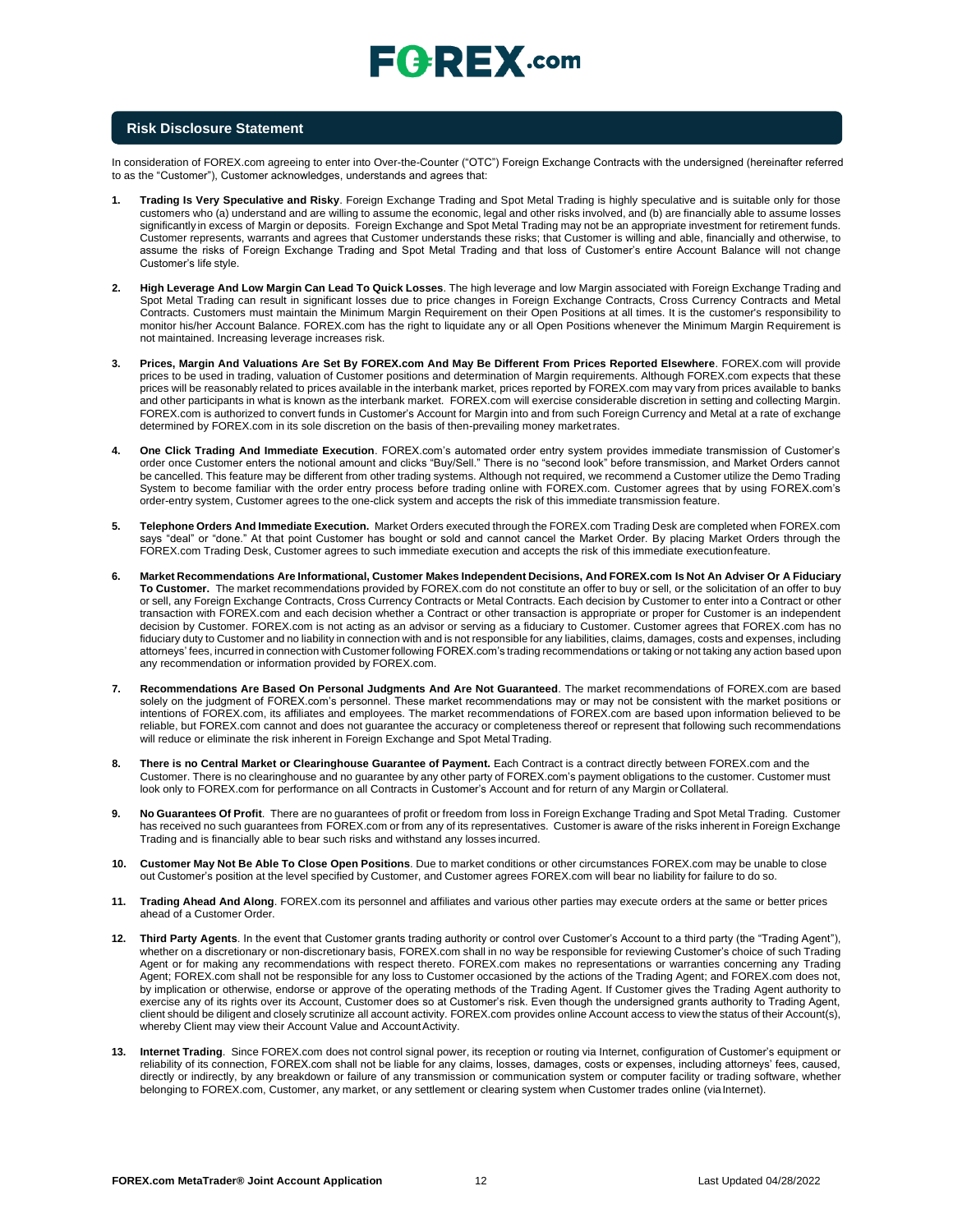## Risk Disclosure Statement

In consideration of FOREX.com agreeing to enter into Over-the-Counter ("OTC") Foreign Exchange Contracts with the undersigned (hereinafter referred to as the "Customer"), Customer acknowledges, understands and agrees that:

1. **Trading Is Very Speculative and Risky**. Foreign Exchange Trading and Spot Metal Trading is highly speculative and is suitable only for those customers who (a) understand and are willing to assume the economic, legal and other risks involved, and (b) are financially able to assume losses significantly in excess of Margin or deposits. Foreign Exchange and Spot Metal Trading may not be an appropriate investment for retirement funds. Customer represents, warrants and agrees that Customer understands these risks; that Customer is willing and able, financially and otherwise, to assume the risks of Foreign Exchange Trading and Spot Metal Trading and that loss of Customer's entire Account Balance will not change Customer's life style.

2. **High Leverage And Low Margin Can Lead To Quick Losses**. The high leverage and low Margin associated with Foreign Exchange Trading and Spot Metal Trading can result in significant losses due to price changes in Foreign Exchange Contracts, Cross Currency Contracts and Metal Contracts. Customers must maintain the Minimum Margin Requirement on their Open Positions at all times. It is the customer's responsibility to monitor his/her Account Balance. FOREX.com has the right to liquidate any or all Open Positions whenever the Minimum Margin Requirement is not maintained. Increasing leverage increases risk.

3. **Prices, Margin And Valuations Are Set By FOREX.com And May Be Different From Prices Reported Elsewhere**. FOREX.com will provide prices to be used in trading, valuation of Customer positions and determination of Margin requirements. Although FOREX.com expects that these prices will be reasonably related to prices available in the interbank market, prices reported by FOREX.com may vary from prices available to banks and other participants in what is known as the interbank market. FOREX.com will exercise considerable discretion in setting and collecting Margin. FOREX.com is authorized to convert funds in Customer's Account for Margin into and from such Foreign Currency and Metal at a rate of exchange determined by FOREX.com in its sole discretion on the basis of then-prevailing money market rates.

4. **One Click Trading And Immediate Execution**. FOREX.com's automated order entry system provides immediate transmission of Customer's order once Customer enters the notional amount and clicks "Buy/Sell." There is no "second look" before transmission, and Market Orders cannot be cancelled. This feature may be different from other trading systems. Although not required, we recommend a Customer utilize the Demo Trading System to become familiar with the order entry process before trading online with FOREX.com. Customer agrees that by using FOREX.com's order-entry system, Customer agrees to the one-click system and accepts the risk of this immediate transmission feature.

5. **Telephone Orders And Immediate Execution.** Market Orders executed through the FOREX.com Trading Desk are completed when FOREX.com says "deal" or "done." At that point Customer has bought or sold and cannot cancel the Market Order. By placing Market Orders through the FOREX.com Trading Desk, Customer agrees to such immediate execution and accepts the risk of this immediate execution feature.

6. **Market Recommendations Are Informational, Customer Makes Independent Decisions, And FOREX.com Is Not An Adviser Or A Fiduciary To Customer.** The market recommendations provided by FOREX.com do not constitute an offer to buy or sell, or the solicitation of an offer to buy or sell, any Foreign Exchange Contracts, Cross Currency Contracts or Metal Contracts. Each decision by Customer to enter into a Contract or other transaction with FOREX.com and each decision whether a Contract or other transaction is appropriate or proper for Customer is an independent decision by Customer. FOREX.com is not acting as an advisor or serving as a fiduciary to Customer. Customer agrees that FOREX.com has no fiduciary duty to Customer and no liability in connection with and is not responsible for any liabilities, claims, damages, costs and expenses, including attorneys' fees, incurred in connection with Customer following FOREX.com's trading recommendations or taking or not taking any action based upon any recommendation or information provided by FOREX.com.

7. **Recommendations Are Based On Personal Judgments And Are Not Guaranteed**. The market recommendations of FOREX.com are based solely on the judgment of FOREX.com's personnel. These market recommendations may or may not be consistent with the market positions or intentions of FOREX.com, its affiliates and employees. The market recommendations of FOREX.com are based upon information believed to be reliable, but FOREX.com cannot and does not guarantee the accuracy or completeness thereof or represent that following such recommendations will reduce or eliminate the risk inherent in Foreign Exchange and Spot Metal Trading.

8. **There is no Central Market or Clearinghouse Guarantee of Payment.** Each Contract is a contract directly between FOREX.com and the Customer. There is no clearinghouse and no guarantee by any other party of FOREX.com's payment obligations to the customer. Customer must look only to FOREX.com for performance on all Contracts in Customer's Account and for return of any Margin or Collateral.

9. **No Guarantees Of Profit**. There are no guarantees of profit or freedom from loss in Foreign Exchange Trading and Spot Metal Trading. Customer has received no such guarantees from FOREX.com or from any of its representatives. Customer is aware of the risks inherent in Foreign Exchange Trading and is financially able to bear such risks and withstand any losses incurred.

10. **Customer May Not Be Able To Close Open Positions**. Due to market conditions or other circumstances FOREX.com may be unable to close out Customer's position at the level specified by Customer, and Customer agrees FOREX.com will bear no liability for failure to do so.

11. **Trading Ahead And Along**. FOREX.com its personnel and affiliates and various other parties may execute orders at the same or better prices ahead of a Customer Order.

12. **Third Party Agents**. In the event that Customer grants trading authority or control over Customer's Account to a third party (the "Trading Agent"), whether on a discretionary or non-discretionary basis, FOREX.com shall in no way be responsible for reviewing Customer's choice of such Trading Agent or for making any recommendations with respect thereto. FOREX.com makes no representations or warranties concerning any Trading Agent; FOREX.com shall not be responsible for any loss to Customer occasioned by the actions of the Trading Agent; and FOREX.com does not, by implication or otherwise, endorse or approve of the operating methods of the Trading Agent. If Customer gives the Trading Agent authority to exercise any of its rights over its Account, Customer does so at Customer's risk. Even though the undersigned grants authority to Trading Agent, client should be diligent and closely scrutinize all account activity. FOREX.com provides online Account access to view the status of their Account(s), whereby Client may view their Account Value and Account Activity.

13. **Internet Trading**. Since FOREX.com does not control signal power, its reception or routing via Internet, configuration of Customer's equipment or reliability of its connection, FOREX.com shall not be liable for any claims, losses, damages, costs or expenses, including attorneys' fees, caused, directly or indirectly, by any breakdown or failure of any transmission or communication system or computer facility or trading software, whether belonging to FOREX.com, Customer, any market, or any settlement or clearing system when Customer trades online (via Internet).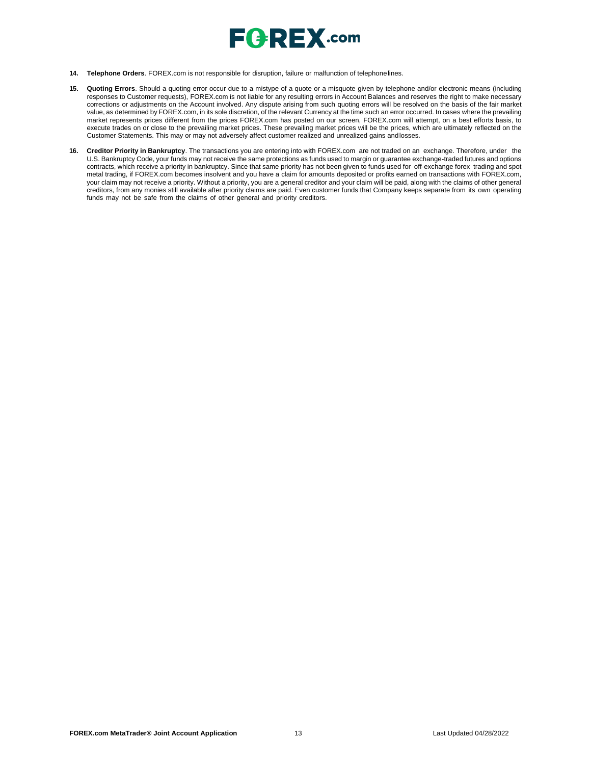14. **Telephone Orders**. FOREX.com is not responsible for disruption, failure or malfunction of telephone lines.

15. **Quoting Errors**. Should a quoting error occur due to a mistype of a quote or a misquote given by telephone and/or electronic means (including responses to Customer requests), FOREX.com is not liable for any resulting errors in Account Balances and reserves the right to make necessary corrections or adjustments on the Account involved. Any dispute arising from such quoting errors will be resolved on the basis of the fair market value, as determined by FOREX.com, in its sole discretion, of the relevant Currency at the time such an error occurred. In cases where the prevailing market represents prices different from the prices FOREX.com has posted on our screen, FOREX.com will attempt, on a best efforts basis, to execute trades on or close to the prevailing market prices. These prevailing market prices will be the prices, which are ultimately reflected on the Customer Statements. This may or may not adversely affect customer realized and unrealized gains and losses.

16. **Creditor Priority in Bankruptcy**. The transactions you are entering into with FOREX.com are not traded on an exchange. Therefore, under the U.S. Bankruptcy Code, your funds may not receive the same protections as funds used to margin or guarantee exchange-traded futures and options contracts, which receive a priority in bankruptcy. Since that same priority has not been given to funds used for off-exchange forex trading and spot metal trading, if FOREX.com becomes insolvent and you have a claim for amounts deposited or profits earned on transactions with FOREX.com, your claim may not receive a priority. Without a priority, you are a general creditor and your claim will be paid, along with the claims of other general creditors, from any monies still available after priority claims are paid. Even customer funds that Company keeps separate from its own operating funds may not be safe from the claims of other general and priority creditors.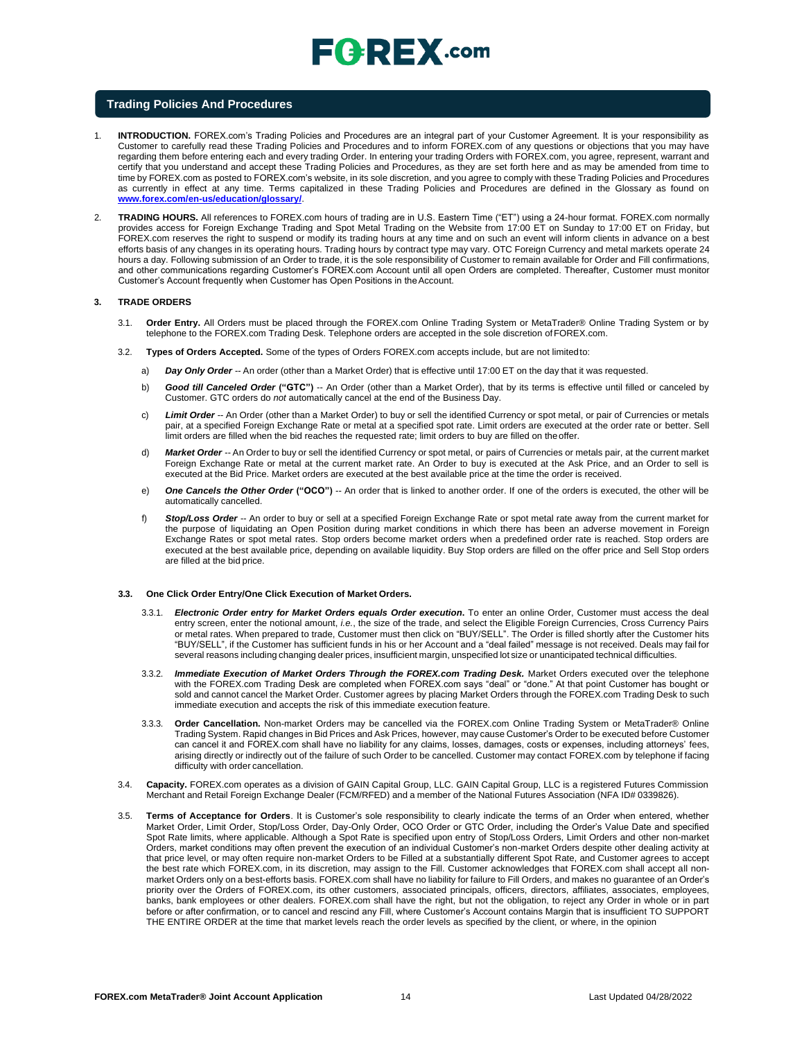## Trading Policies And Procedures

1. **INTRODUCTION.** FOREX.com's Trading Policies and Procedures are an integral part of your Customer Agreement. It is your responsibility as Customer to carefully read these Trading Policies and Procedures and to inform FOREX.com of any questions or objections that you may have regarding them before entering each and every trading Order. In entering your trading Orders with FOREX.com, you agree, represent, warrant and certify that you understand and accept these Trading Policies and Procedures, as they are set forth here and as may be amended from time to time by FOREX.com as posted to FOREX.com's website, in its sole discretion, and you agree to comply with these Trading Policies and Procedures as currently in effect at any time. Terms capitalized in these Trading Policies and Procedures are defined in the Glossary as found on **www.forex.com/en-us/education/glossary/**.

2. **TRADING HOURS.** All references to FOREX.com hours of trading are in U.S. Eastern Time ("ET") using a 24-hour format. FOREX.com normally provides access for Foreign Exchange Trading and Spot Metal Trading on the Website from 17:00 ET on Sunday to 17:00 ET on Friday, but FOREX.com reserves the right to suspend or modify its trading hours at any time and on such an event will inform clients in advance on a best efforts basis of any changes in its operating hours. Trading hours by contract type may vary. OTC Foreign Currency and metal markets operate 24 hours a day. Following submission of an Order to trade, it is the sole responsibility of Customer to remain available for Order and Fill confirmations, and other communications regarding Customer's FOREX.com Account until all open Orders are completed. Thereafter, Customer must monitor Customer's Account frequently when Customer has Open Positions in the Account.

### 3. TRADE ORDERS

3.1. **Order Entry.** All Orders must be placed through the FOREX.com Online Trading System or MetaTrader® Online Trading System or by telephone to the FOREX.com Trading Desk. Telephone orders are accepted in the sole discretion of FOREX.com.

3.2. **Types of Orders Accepted.** Some of the types of Orders FOREX.com accepts include, but are not limited to:

a) ***Day Only Order*** -- An order (other than a Market Order) that is effective until 17:00 ET on the day that it was requested.

b) ***Good till Canceled Order*** **("GTC")** -- An Order (other than a Market Order), that by its terms is effective until filled or canceled by Customer. GTC orders do *not* automatically cancel at the end of the Business Day.

c) ***Limit Order*** -- An Order (other than a Market Order) to buy or sell the identified Currency or spot metal, or pair of Currencies or metals pair, at a specified Foreign Exchange Rate or metal at a specified spot rate. Limit orders are executed at the order rate or better. Sell limit orders are filled when the bid reaches the requested rate; limit orders to buy are filled on the offer.

d) ***Market Order*** -- An Order to buy or sell the identified Currency or spot metal, or pairs of Currencies or metals pair, at the current market Foreign Exchange Rate or metal at the current market rate. An Order to buy is executed at the Ask Price, and an Order to sell is executed at the Bid Price. Market orders are executed at the best available price at the time the order is received.

e) ***One Cancels the Other Order*** **("OCO")** -- An order that is linked to another order. If one of the orders is executed, the other will be automatically cancelled.

f) ***Stop/Loss Order*** -- An order to buy or sell at a specified Foreign Exchange Rate or spot metal rate away from the current market for the purpose of liquidating an Open Position during market conditions in which there has been an adverse movement in Foreign Exchange Rates or spot metal rates. Stop orders become market orders when a predefined order rate is reached. Stop orders are executed at the best available price, depending on available liquidity. Buy Stop orders are filled on the offer price and Sell Stop orders are filled at the bid price.

**3.3. One Click Order Entry/One Click Execution of Market Orders.**

3.3.1. ***Electronic Order entry for Market Orders equals Order execution*****.** To enter an online Order, Customer must access the deal entry screen, enter the notional amount, *i.e.*, the size of the trade, and select the Eligible Foreign Currencies, Cross Currency Pairs or metal rates. When prepared to trade, Customer must then click on "BUY/SELL". The Order is filled shortly after the Customer hits "BUY/SELL", if the Customer has sufficient funds in his or her Account and a "deal failed" message is not received. Deals may fail for several reasons including changing dealer prices, insufficient margin, unspecified lot size or unanticipated technical difficulties.

3.3.2. ***Immediate Execution of Market Orders Through the FOREX.com Trading Desk.*** Market Orders executed over the telephone with the FOREX.com Trading Desk are completed when FOREX.com says "deal" or "done." At that point Customer has bought or sold and cannot cancel the Market Order. Customer agrees by placing Market Orders through the FOREX.com Trading Desk to such immediate execution and accepts the risk of this immediate execution feature.

3.3.3. **Order Cancellation.** Non-market Orders may be cancelled via the FOREX.com Online Trading System or MetaTrader® Online Trading System. Rapid changes in Bid Prices and Ask Prices, however, may cause Customer's Order to be executed before Customer can cancel it and FOREX.com shall have no liability for any claims, losses, damages, costs or expenses, including attorneys' fees, arising directly or indirectly out of the failure of such Order to be cancelled. Customer may contact FOREX.com by telephone if facing difficulty with order cancellation.

3.4. **Capacity.** FOREX.com operates as a division of GAIN Capital Group, LLC. GAIN Capital Group, LLC is a registered Futures Commission Merchant and Retail Foreign Exchange Dealer (FCM/RFED) and a member of the National Futures Association (NFA ID# 0339826).

3.5. **Terms of Acceptance for Orders**. It is Customer's sole responsibility to clearly indicate the terms of an Order when entered, whether Market Order, Limit Order, Stop/Loss Order, Day-Only Order, OCO Order or GTC Order, including the Order's Value Date and specified Spot Rate limits, where applicable. Although a Spot Rate is specified upon entry of Stop/Loss Orders, Limit Orders and other non-market Orders, market conditions may often prevent the execution of an individual Customer's non-market Orders despite other dealing activity at that price level, or may often require non-market Orders to be Filled at a substantially different Spot Rate, and Customer agrees to accept the best rate which FOREX.com, in its discretion, may assign to the Fill. Customer acknowledges that FOREX.com shall accept all non-market Orders only on a best-efforts basis. FOREX.com shall have no liability for failure to Fill Orders, and makes no guarantee of an Order's priority over the Orders of FOREX.com, its other customers, associated principals, officers, directors, affiliates, associates, employees, banks, bank employees or other dealers. FOREX.com shall have the right, but not the obligation, to reject any Order in whole or in part before or after confirmation, or to cancel and rescind any Fill, where Customer's Account contains Margin that is insufficient TO SUPPORT THE ENTIRE ORDER at the time that market levels reach the order levels as specified by the client, or where, in the opinion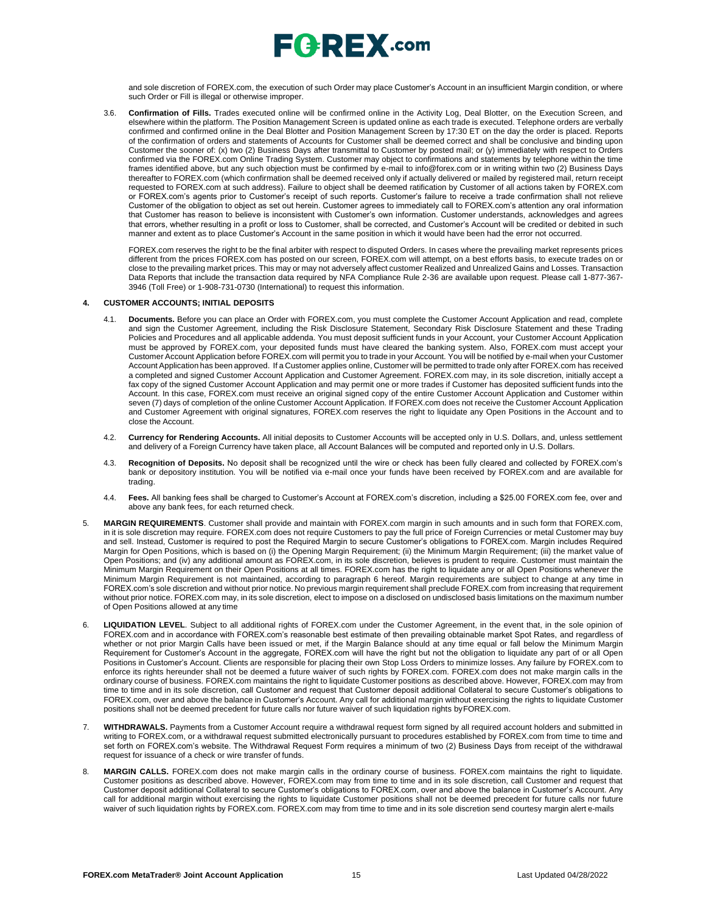and sole discretion of FOREX.com, the execution of such Order may place Customer's Account in an insufficient Margin condition, or where such Order or Fill is illegal or otherwise improper.

3.6. **Confirmation of Fills.** Trades executed online will be confirmed online in the Activity Log, Deal Blotter, on the Execution Screen, and elsewhere within the platform. The Position Management Screen is updated online as each trade is executed. Telephone orders are verbally confirmed and confirmed online in the Deal Blotter and Position Management Screen by 17:30 ET on the day the order is placed. Reports of the confirmation of orders and statements of Accounts for Customer shall be deemed correct and shall be conclusive and binding upon Customer the sooner of: (x) two (2) Business Days after transmittal to Customer by posted mail; or (y) immediately with respect to Orders confirmed via the FOREX.com Online Trading System. Customer may object to confirmations and statements by telephone within the time frames identified above, but any such objection must be confirmed by e-mail to info@forex.com or in writing within two (2) Business Days thereafter to FOREX.com (which confirmation shall be deemed received only if actually delivered or mailed by registered mail, return receipt requested to FOREX.com at such address). Failure to object shall be deemed ratification by Customer of all actions taken by FOREX.com or FOREX.com's agents prior to Customer's receipt of such reports. Customer's failure to receive a trade confirmation shall not relieve Customer of the obligation to object as set out herein. Customer agrees to immediately call to FOREX.com's attention any oral information that Customer has reason to believe is inconsistent with Customer's own information. Customer understands, acknowledges and agrees that errors, whether resulting in a profit or loss to Customer, shall be corrected, and Customer's Account will be credited or debited in such manner and extent as to place Customer's Account in the same position in which it would have been had the error not occurred.

FOREX.com reserves the right to be the final arbiter with respect to disputed Orders. In cases where the prevailing market represents prices different from the prices FOREX.com has posted on our screen, FOREX.com will attempt, on a best efforts basis, to execute trades on or close to the prevailing market prices. This may or may not adversely affect customer Realized and Unrealized Gains and Losses. Transaction Data Reports that include the transaction data required by NFA Compliance Rule 2-36 are available upon request. Please call 1-877-367-3946 (Toll Free) or 1-908-731-0730 (International) to request this information.

**4. CUSTOMER ACCOUNTS; INITIAL DEPOSITS**

4.1. **Documents.** Before you can place an Order with FOREX.com, you must complete the Customer Account Application and read, complete and sign the Customer Agreement, including the Risk Disclosure Statement, Secondary Risk Disclosure Statement and these Trading Policies and Procedures and all applicable addenda. You must deposit sufficient funds in your Account, your Customer Account Application must be approved by FOREX.com, your deposited funds must have cleared the banking system. Also, FOREX.com must accept your Customer Account Application before FOREX.com will permit you to trade in your Account. You will be notified by e-mail when your Customer Account Application has been approved. If a Customer applies online, Customer will be permitted to trade only after FOREX.com has received a completed and signed Customer Account Application and Customer Agreement. FOREX.com may, in its sole discretion, initially accept a fax copy of the signed Customer Account Application and may permit one or more trades if Customer has deposited sufficient funds into the Account. In this case, FOREX.com must receive an original signed copy of the entire Customer Account Application and Customer within seven (7) days of completion of the online Customer Account Application. If FOREX.com does not receive the Customer Account Application and Customer Agreement with original signatures, FOREX.com reserves the right to liquidate any Open Positions in the Account and to close the Account.

4.2. **Currency for Rendering Accounts.** All initial deposits to Customer Accounts will be accepted only in U.S. Dollars, and, unless settlement and delivery of a Foreign Currency have taken place, all Account Balances will be computed and reported only in U.S. Dollars.

4.3. **Recognition of Deposits.** No deposit shall be recognized until the wire or check has been fully cleared and collected by FOREX.com's bank or depository institution. You will be notified via e-mail once your funds have been received by FOREX.com and are available for trading.

4.4. **Fees.** All banking fees shall be charged to Customer's Account at FOREX.com's discretion, including a $25.00 FOREX.com fee, over and above any bank fees, for each returned check.

5. **MARGIN REQUIREMENTS**. Customer shall provide and maintain with FOREX.com margin in such amounts and in such form that FOREX.com, in it is sole discretion may require. FOREX.com does not require Customers to pay the full price of Foreign Currencies or metal Customer may buy and sell. Instead, Customer is required to post the Required Margin to secure Customer's obligations to FOREX.com. Margin includes Required Margin for Open Positions, which is based on (i) the Opening Margin Requirement; (ii) the Minimum Margin Requirement; (iii) the market value of Open Positions; and (iv) any additional amount as FOREX.com, in its sole discretion, believes is prudent to require. Customer must maintain the Minimum Margin Requirement on their Open Positions at all times. FOREX.com has the right to liquidate any or all Open Positions whenever the Minimum Margin Requirement is not maintained, according to paragraph 6 hereof. Margin requirements are subject to change at any time in FOREX.com's sole discretion and without prior notice. No previous margin requirement shall preclude FOREX.com from increasing that requirement without prior notice. FOREX.com may, in its sole discretion, elect to impose on a disclosed on undisclosed basis limitations on the maximum number of Open Positions allowed at any time

6. **LIQUIDATION LEVEL**. Subject to all additional rights of FOREX.com under the Customer Agreement, in the event that, in the sole opinion of FOREX.com and in accordance with FOREX.com's reasonable best estimate of then prevailing obtainable market Spot Rates, and regardless of whether or not prior Margin Calls have been issued or met, if the Margin Balance should at any time equal or fall below the Minimum Margin Requirement for Customer's Account in the aggregate, FOREX.com will have the right but not the obligation to liquidate any part of or all Open Positions in Customer's Account. Clients are responsible for placing their own Stop Loss Orders to minimize losses. Any failure by FOREX.com to enforce its rights hereunder shall not be deemed a future waiver of such rights by FOREX.com. FOREX.com does not make margin calls in the ordinary course of business. FOREX.com maintains the right to liquidate Customer positions as described above. However, FOREX.com may from time to time and in its sole discretion, call Customer and request that Customer deposit additional Collateral to secure Customer's obligations to FOREX.com, over and above the balance in Customer's Account. Any call for additional margin without exercising the rights to liquidate Customer positions shall not be deemed precedent for future calls nor future waiver of such liquidation rights byFOREX.com.

7. **WITHDRAWALS.** Payments from a Customer Account require a withdrawal request form signed by all required account holders and submitted in writing to FOREX.com, or a withdrawal request submitted electronically pursuant to procedures established by FOREX.com from time to time and set forth on FOREX.com's website. The Withdrawal Request Form requires a minimum of two (2) Business Days from receipt of the withdrawal request for issuance of a check or wire transfer of funds.

8. **MARGIN CALLS.** FOREX.com does not make margin calls in the ordinary course of business. FOREX.com maintains the right to liquidate. Customer positions as described above. However, FOREX.com may from time to time and in its sole discretion, call Customer and request that Customer deposit additional Collateral to secure Customer's obligations to FOREX.com, over and above the balance in Customer's Account. Any call for additional margin without exercising the rights to liquidate Customer positions shall not be deemed precedent for future calls nor future waiver of such liquidation rights by FOREX.com. FOREX.com may from time to time and in its sole discretion send courtesy margin alert e-mails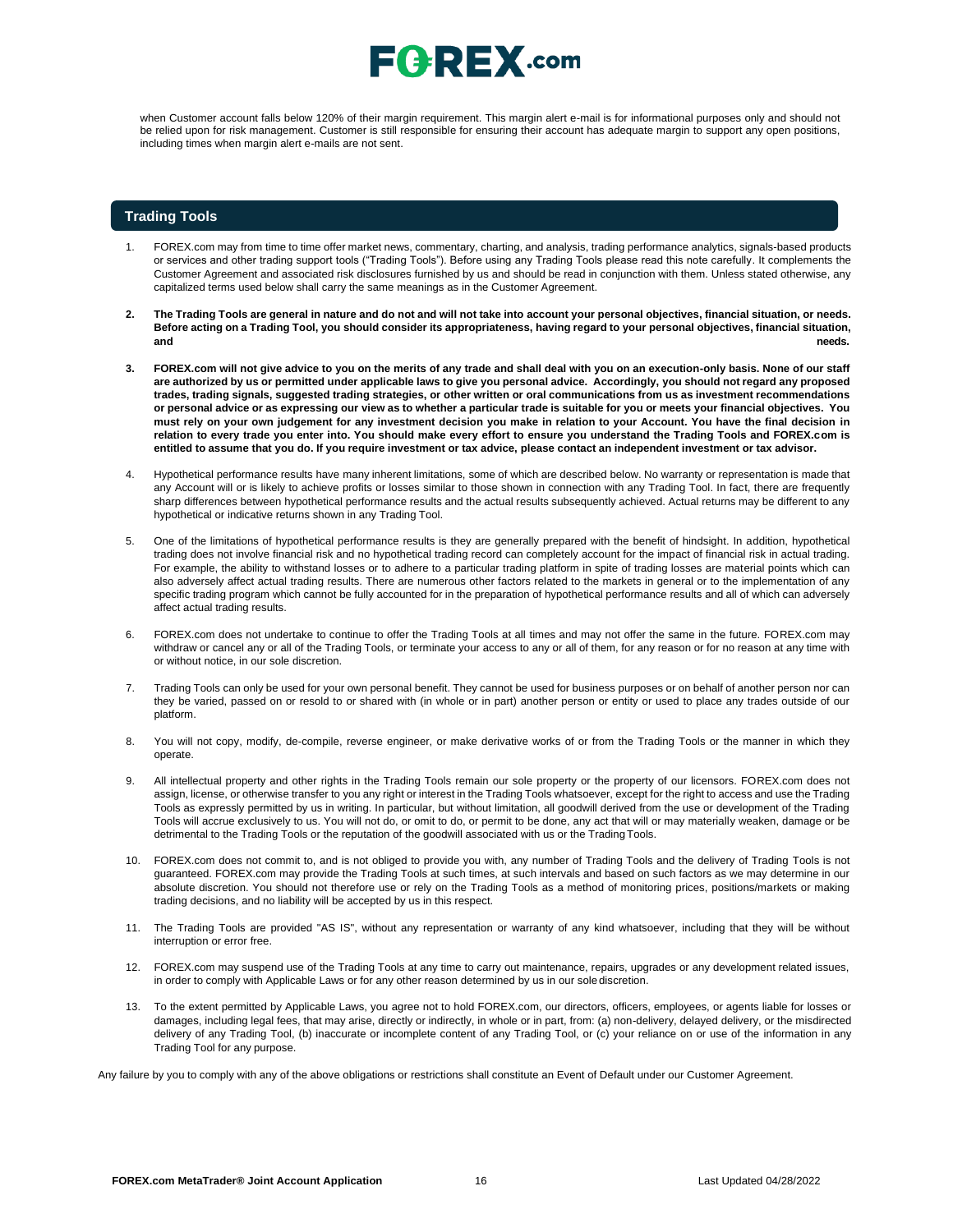when Customer account falls below 120% of their margin requirement. This margin alert e-mail is for informational purposes only and should not be relied upon for risk management. Customer is still responsible for ensuring their account has adequate margin to support any open positions, including times when margin alert e-mails are not sent.

## Trading Tools

1. FOREX.com may from time to time offer market news, commentary, charting, and analysis, trading performance analytics, signals-based products or services and other trading support tools ("Trading Tools"). Before using any Trading Tools please read this note carefully. It complements the Customer Agreement and associated risk disclosures furnished by us and should be read in conjunction with them. Unless stated otherwise, any capitalized terms used below shall carry the same meanings as in the Customer Agreement.

2. **The Trading Tools are general in nature and do not and will not take into account your personal objectives, financial situation, or needs. Before acting on a Trading Tool, you should consider its appropriateness, having regard to your personal objectives, financial situation, and needs.**

3. **FOREX.com will not give advice to you on the merits of any trade and shall deal with you on an execution-only basis. None of our staff are authorized by us or permitted under applicable laws to give you personal advice. Accordingly, you should not regard any proposed trades, trading signals, suggested trading strategies, or other written or oral communications from us as investment recommendations or personal advice or as expressing our view as to whether a particular trade is suitable for you or meets your financial objectives. You must rely on your own judgement for any investment decision you make in relation to your Account. You have the final decision in relation to every trade you enter into. You should make every effort to ensure you understand the Trading Tools and FOREX.com is entitled to assume that you do. If you require investment or tax advice, please contact an independent investment or tax advisor.**

4. Hypothetical performance results have many inherent limitations, some of which are described below. No warranty or representation is made that any Account will or is likely to achieve profits or losses similar to those shown in connection with any Trading Tool. In fact, there are frequently sharp differences between hypothetical performance results and the actual results subsequently achieved. Actual returns may be different to any hypothetical or indicative returns shown in any Trading Tool.

5. One of the limitations of hypothetical performance results is they are generally prepared with the benefit of hindsight. In addition, hypothetical trading does not involve financial risk and no hypothetical trading record can completely account for the impact of financial risk in actual trading. For example, the ability to withstand losses or to adhere to a particular trading platform in spite of trading losses are material points which can also adversely affect actual trading results. There are numerous other factors related to the markets in general or to the implementation of any specific trading program which cannot be fully accounted for in the preparation of hypothetical performance results and all of which can adversely affect actual trading results.

6. FOREX.com does not undertake to continue to offer the Trading Tools at all times and may not offer the same in the future. FOREX.com may withdraw or cancel any or all of the Trading Tools, or terminate your access to any or all of them, for any reason or for no reason at any time with or without notice, in our sole discretion.

7. Trading Tools can only be used for your own personal benefit. They cannot be used for business purposes or on behalf of another person nor can they be varied, passed on or resold to or shared with (in whole or in part) another person or entity or used to place any trades outside of our platform.

8. You will not copy, modify, de-compile, reverse engineer, or make derivative works of or from the Trading Tools or the manner in which they operate.

9. All intellectual property and other rights in the Trading Tools remain our sole property or the property of our licensors. FOREX.com does not assign, license, or otherwise transfer to you any right or interest in the Trading Tools whatsoever, except for the right to access and use the Trading Tools as expressly permitted by us in writing. In particular, but without limitation, all goodwill derived from the use or development of the Trading Tools will accrue exclusively to us. You will not do, or omit to do, or permit to be done, any act that will or may materially weaken, damage or be detrimental to the Trading Tools or the reputation of the goodwill associated with us or the Trading Tools.

10. FOREX.com does not commit to, and is not obliged to provide you with, any number of Trading Tools and the delivery of Trading Tools is not guaranteed. FOREX.com may provide the Trading Tools at such times, at such intervals and based on such factors as we may determine in our absolute discretion. You should not therefore use or rely on the Trading Tools as a method of monitoring prices, positions/markets or making trading decisions, and no liability will be accepted by us in this respect.

11. The Trading Tools are provided "AS IS", without any representation or warranty of any kind whatsoever, including that they will be without interruption or error free.

12. FOREX.com may suspend use of the Trading Tools at any time to carry out maintenance, repairs, upgrades or any development related issues, in order to comply with Applicable Laws or for any other reason determined by us in our sole discretion.

13. To the extent permitted by Applicable Laws, you agree not to hold FOREX.com, our directors, officers, employees, or agents liable for losses or damages, including legal fees, that may arise, directly or indirectly, in whole or in part, from: (a) non-delivery, delayed delivery, or the misdirected delivery of any Trading Tool, (b) inaccurate or incomplete content of any Trading Tool, or (c) your reliance on or use of the information in any Trading Tool for any purpose.

Any failure by you to comply with any of the above obligations or restrictions shall constitute an Event of Default under our Customer Agreement.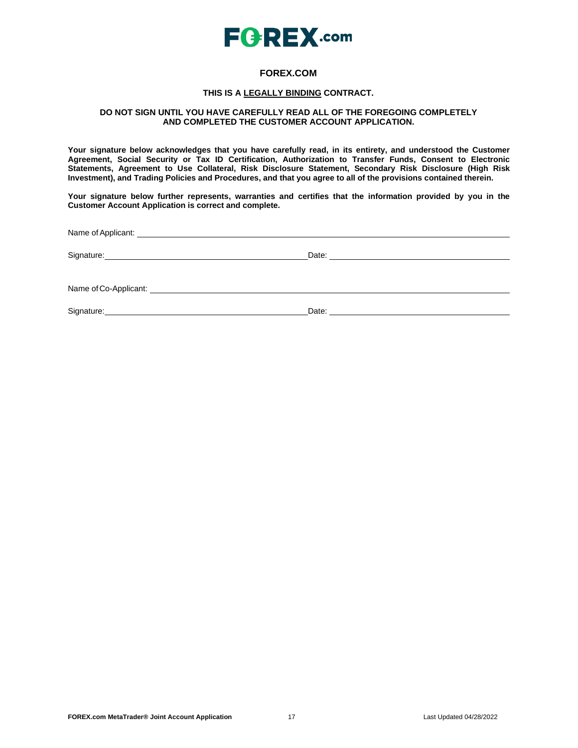# FOREX.COM

**THIS IS A <u>LEGALLY BINDING</u> CONTRACT.**

**DO NOT SIGN UNTIL YOU HAVE CAREFULLY READ ALL OF THE FOREGOING COMPLETELY AND COMPLETED THE CUSTOMER ACCOUNT APPLICATION.**

**Your signature below acknowledges that you have carefully read, in its entirety, and understood the Customer Agreement, Social Security or Tax ID Certification, Authorization to Transfer Funds, Consent to Electronic Statements, Agreement to Use Collateral, Risk Disclosure Statement, Secondary Risk Disclosure (High Risk Investment), and Trading Policies and Procedures, and that you agree to all of the provisions contained therein.**

**Your signature below further represents, warranties and certifies that the information provided by you in the Customer Account Application is correct and complete.**

Name of Applicant: ______________________________

Signature: ______________________________ Date: ______________________________

Name of Co-Applicant: ______________________________

Signature: ______________________________ Date: ______________________________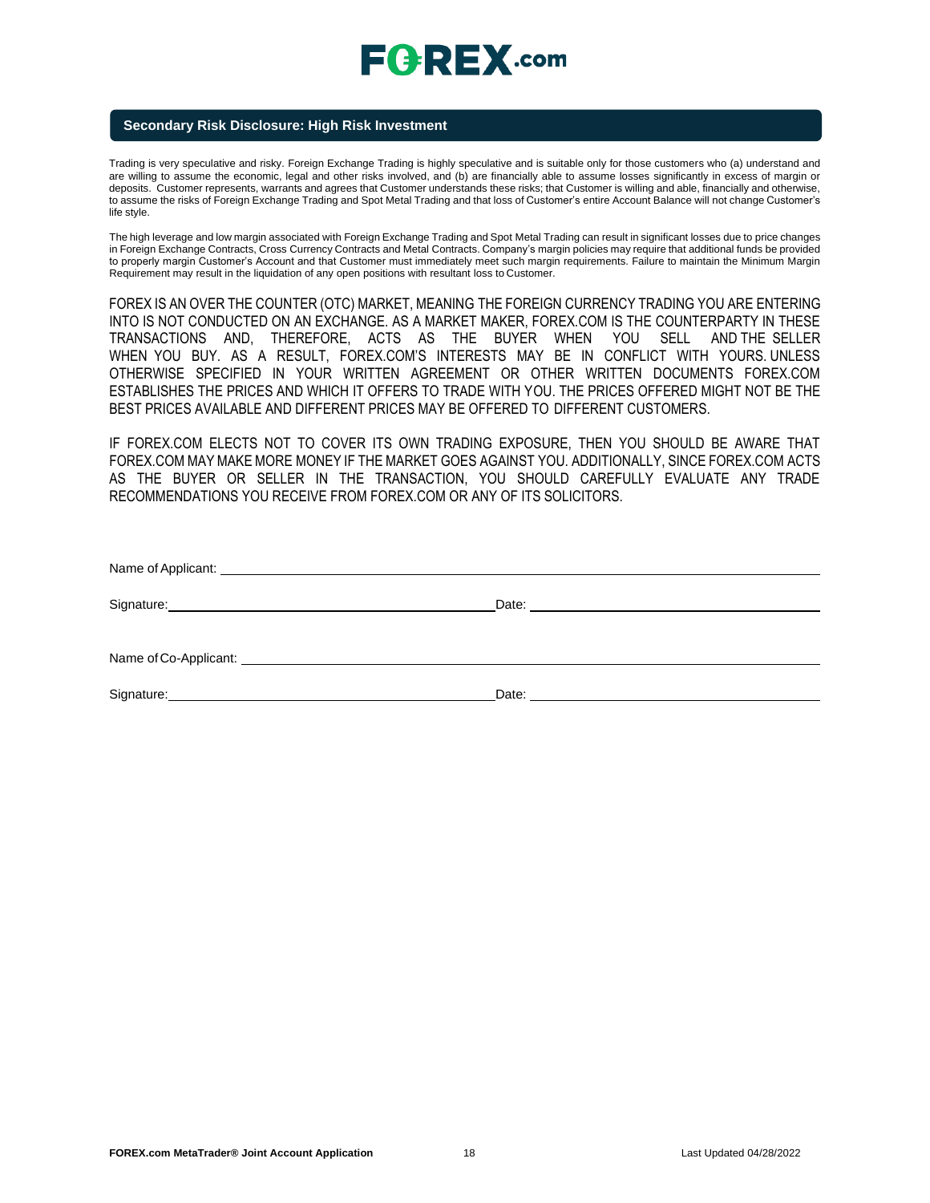## Secondary Risk Disclosure: High Risk Investment

Trading is very speculative and risky. Foreign Exchange Trading is highly speculative and is suitable only for those customers who (a) understand and are willing to assume the economic, legal and other risks involved, and (b) are financially able to assume losses significantly in excess of margin or deposits. Customer represents, warrants and agrees that Customer understands these risks; that Customer is willing and able, financially and otherwise, to assume the risks of Foreign Exchange Trading and Spot Metal Trading and that loss of Customer's entire Account Balance will not change Customer's life style.

The high leverage and low margin associated with Foreign Exchange Trading and Spot Metal Trading can result in significant losses due to price changes in Foreign Exchange Contracts, Cross Currency Contracts and Metal Contracts. Company's margin policies may require that additional funds be provided to properly margin Customer's Account and that Customer must immediately meet such margin requirements. Failure to maintain the Minimum Margin Requirement may result in the liquidation of any open positions with resultant loss to Customer.

FOREX IS AN OVER THE COUNTER (OTC) MARKET, MEANING THE FOREIGN CURRENCY TRADING YOU ARE ENTERING INTO IS NOT CONDUCTED ON AN EXCHANGE. AS A MARKET MAKER, FOREX.COM IS THE COUNTERPARTY IN THESE TRANSACTIONS AND, THEREFORE, ACTS AS THE BUYER WHEN YOU SELL AND THE SELLER WHEN YOU BUY. AS A RESULT, FOREX.COM'S INTERESTS MAY BE IN CONFLICT WITH YOURS. UNLESS OTHERWISE SPECIFIED IN YOUR WRITTEN AGREEMENT OR OTHER WRITTEN DOCUMENTS FOREX.COM ESTABLISHES THE PRICES AND WHICH IT OFFERS TO TRADE WITH YOU. THE PRICES OFFERED MIGHT NOT BE THE BEST PRICES AVAILABLE AND DIFFERENT PRICES MAY BE OFFERED TO DIFFERENT CUSTOMERS.

IF FOREX.COM ELECTS NOT TO COVER ITS OWN TRADING EXPOSURE, THEN YOU SHOULD BE AWARE THAT FOREX.COM MAY MAKE MORE MONEY IF THE MARKET GOES AGAINST YOU. ADDITIONALLY, SINCE FOREX.COM ACTS AS THE BUYER OR SELLER IN THE TRANSACTION, YOU SHOULD CAREFULLY EVALUATE ANY TRADE RECOMMENDATIONS YOU RECEIVE FROM FOREX.COM OR ANY OF ITS SOLICITORS.

Name of Applicant: ______________________________

Signature: ______________________________ Date: ______________________________

Name of Co-Applicant: ______________________________

Signature: ______________________________ Date: ______________________________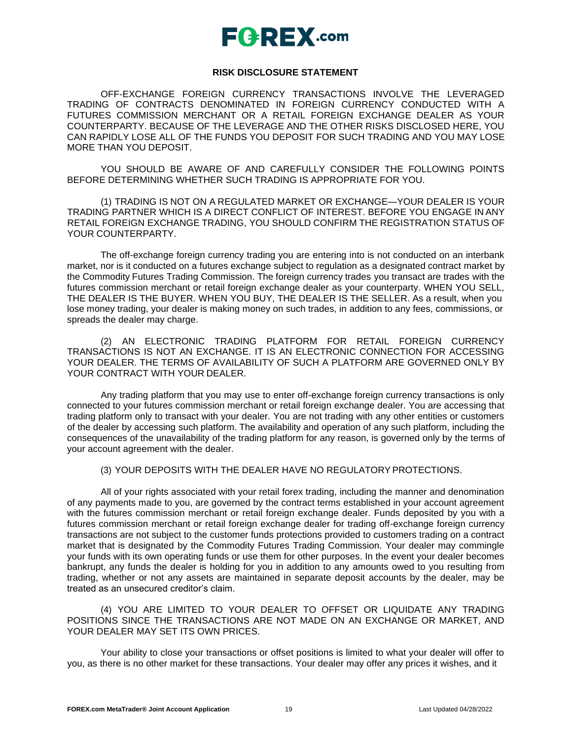## RISK DISCLOSURE STATEMENT

OFF-EXCHANGE FOREIGN CURRENCY TRANSACTIONS INVOLVE THE LEVERAGED TRADING OF CONTRACTS DENOMINATED IN FOREIGN CURRENCY CONDUCTED WITH A FUTURES COMMISSION MERCHANT OR A RETAIL FOREIGN EXCHANGE DEALER AS YOUR COUNTERPARTY. BECAUSE OF THE LEVERAGE AND THE OTHER RISKS DISCLOSED HERE, YOU CAN RAPIDLY LOSE ALL OF THE FUNDS YOU DEPOSIT FOR SUCH TRADING AND YOU MAY LOSE MORE THAN YOU DEPOSIT.

YOU SHOULD BE AWARE OF AND CAREFULLY CONSIDER THE FOLLOWING POINTS BEFORE DETERMINING WHETHER SUCH TRADING IS APPROPRIATE FOR YOU.

(1) TRADING IS NOT ON A REGULATED MARKET OR EXCHANGE—YOUR DEALER IS YOUR TRADING PARTNER WHICH IS A DIRECT CONFLICT OF INTEREST. BEFORE YOU ENGAGE IN ANY RETAIL FOREIGN EXCHANGE TRADING, YOU SHOULD CONFIRM THE REGISTRATION STATUS OF YOUR COUNTERPARTY.

The off-exchange foreign currency trading you are entering into is not conducted on an interbank market, nor is it conducted on a futures exchange subject to regulation as a designated contract market by the Commodity Futures Trading Commission. The foreign currency trades you transact are trades with the futures commission merchant or retail foreign exchange dealer as your counterparty. WHEN YOU SELL, THE DEALER IS THE BUYER. WHEN YOU BUY, THE DEALER IS THE SELLER. As a result, when you lose money trading, your dealer is making money on such trades, in addition to any fees, commissions, or spreads the dealer may charge.

(2) AN ELECTRONIC TRADING PLATFORM FOR RETAIL FOREIGN CURRENCY TRANSACTIONS IS NOT AN EXCHANGE. IT IS AN ELECTRONIC CONNECTION FOR ACCESSING YOUR DEALER. THE TERMS OF AVAILABILITY OF SUCH A PLATFORM ARE GOVERNED ONLY BY YOUR CONTRACT WITH YOUR DEALER.

Any trading platform that you may use to enter off-exchange foreign currency transactions is only connected to your futures commission merchant or retail foreign exchange dealer. You are accessing that trading platform only to transact with your dealer. You are not trading with any other entities or customers of the dealer by accessing such platform. The availability and operation of any such platform, including the consequences of the unavailability of the trading platform for any reason, is governed only by the terms of your account agreement with the dealer.

(3) YOUR DEPOSITS WITH THE DEALER HAVE NO REGULATORY PROTECTIONS.

All of your rights associated with your retail forex trading, including the manner and denomination of any payments made to you, are governed by the contract terms established in your account agreement with the futures commission merchant or retail foreign exchange dealer. Funds deposited by you with a futures commission merchant or retail foreign exchange dealer for trading off-exchange foreign currency transactions are not subject to the customer funds protections provided to customers trading on a contract market that is designated by the Commodity Futures Trading Commission. Your dealer may commingle your funds with its own operating funds or use them for other purposes. In the event your dealer becomes bankrupt, any funds the dealer is holding for you in addition to any amounts owed to you resulting from trading, whether or not any assets are maintained in separate deposit accounts by the dealer, may be treated as an unsecured creditor's claim.

(4) YOU ARE LIMITED TO YOUR DEALER TO OFFSET OR LIQUIDATE ANY TRADING POSITIONS SINCE THE TRANSACTIONS ARE NOT MADE ON AN EXCHANGE OR MARKET, AND YOUR DEALER MAY SET ITS OWN PRICES.

Your ability to close your transactions or offset positions is limited to what your dealer will offer to you, as there is no other market for these transactions. Your dealer may offer any prices it wishes, and it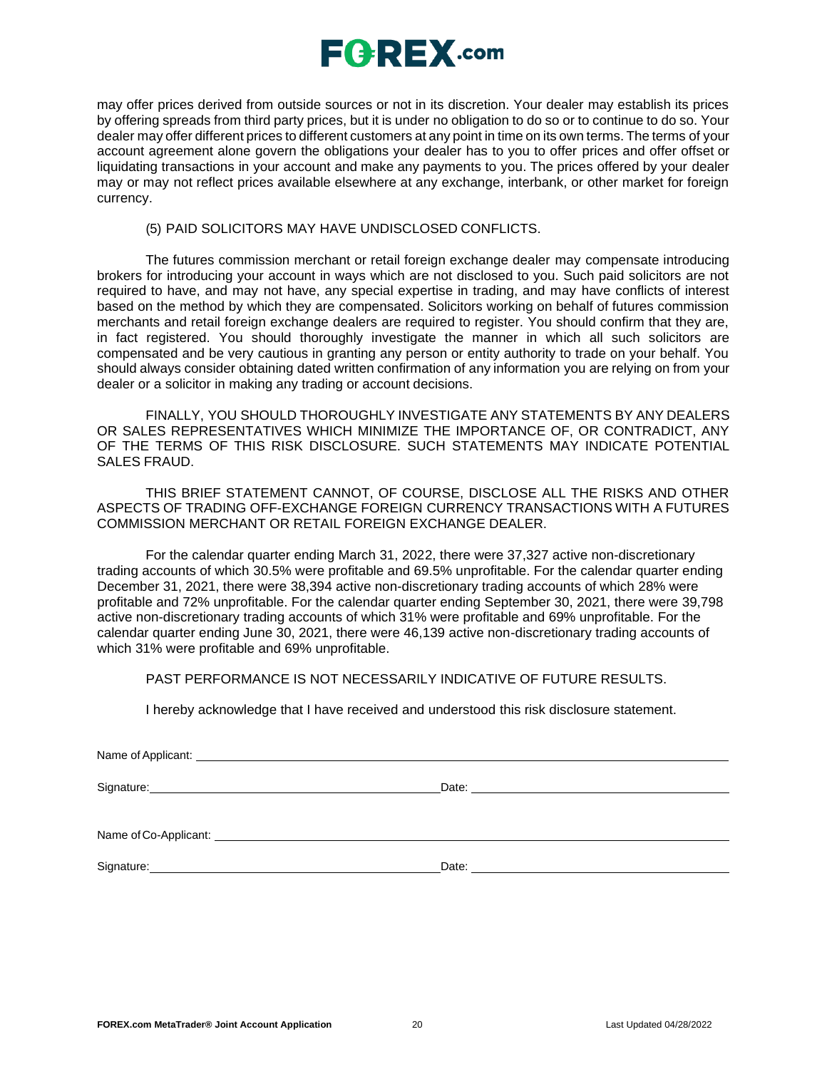may offer prices derived from outside sources or not in its discretion. Your dealer may establish its prices by offering spreads from third party prices, but it is under no obligation to do so or to continue to do so. Your dealer may offer different prices to different customers at any point in time on its own terms. The terms of your account agreement alone govern the obligations your dealer has to you to offer prices and offer offset or liquidating transactions in your account and make any payments to you. The prices offered by your dealer may or may not reflect prices available elsewhere at any exchange, interbank, or other market for foreign currency.

(5) PAID SOLICITORS MAY HAVE UNDISCLOSED CONFLICTS.

The futures commission merchant or retail foreign exchange dealer may compensate introducing brokers for introducing your account in ways which are not disclosed to you. Such paid solicitors are not required to have, and may not have, any special expertise in trading, and may have conflicts of interest based on the method by which they are compensated. Solicitors working on behalf of futures commission merchants and retail foreign exchange dealers are required to register. You should confirm that they are, in fact registered. You should thoroughly investigate the manner in which all such solicitors are compensated and be very cautious in granting any person or entity authority to trade on your behalf. You should always consider obtaining dated written confirmation of any information you are relying on from your dealer or a solicitor in making any trading or account decisions.

FINALLY, YOU SHOULD THOROUGHLY INVESTIGATE ANY STATEMENTS BY ANY DEALERS OR SALES REPRESENTATIVES WHICH MINIMIZE THE IMPORTANCE OF, OR CONTRADICT, ANY OF THE TERMS OF THIS RISK DISCLOSURE. SUCH STATEMENTS MAY INDICATE POTENTIAL SALES FRAUD.

THIS BRIEF STATEMENT CANNOT, OF COURSE, DISCLOSE ALL THE RISKS AND OTHER ASPECTS OF TRADING OFF-EXCHANGE FOREIGN CURRENCY TRANSACTIONS WITH A FUTURES COMMISSION MERCHANT OR RETAIL FOREIGN EXCHANGE DEALER.

For the calendar quarter ending March 31, 2022, there were 37,327 active non-discretionary trading accounts of which 30.5% were profitable and 69.5% unprofitable. For the calendar quarter ending December 31, 2021, there were 38,394 active non-discretionary trading accounts of which 28% were profitable and 72% unprofitable. For the calendar quarter ending September 30, 2021, there were 39,798 active non-discretionary trading accounts of which 31% were profitable and 69% unprofitable. For the calendar quarter ending June 30, 2021, there were 46,139 active non-discretionary trading accounts of which 31% were profitable and 69% unprofitable.

PAST PERFORMANCE IS NOT NECESSARILY INDICATIVE OF FUTURE RESULTS.

I hereby acknowledge that I have received and understood this risk disclosure statement.

Name of Applicant: ______________________________

Signature: ______________________________ Date: ______________________________

Name of Co-Applicant: ______________________________

Signature: ______________________________ Date: ______________________________